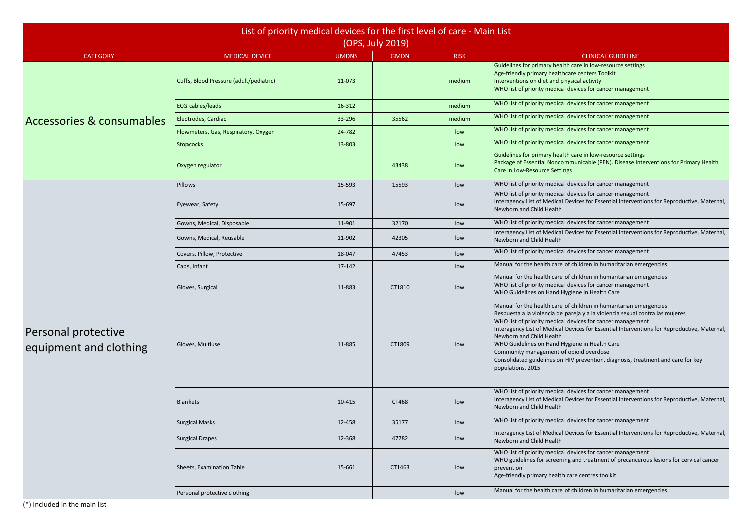# List of priority medical devices for the first level of care - Main List (OPS, July 2019)

| CATEGORY | MEDICAL DEVICE | UMDNS | GMDN | RISK | CLINICAL GUIDELINE |
|---|---|---|---|---|---|
| Accessories & consumables | Cuffs, Blood Pressure (adult/pediatric) | 11-073 | | medium | Guidelines for primary health care in low-resource settings<br>Age-friendly primary healthcare centers Toolkit<br>Interventions on diet and physical activity<br>WHO list of priority medical devices for cancer management |
| | ECG cables/leads | 16-312 | | medium | WHO list of priority medical devices for cancer management |
| | Electrodes, Cardiac | 33-296 | 35562 | medium | WHO list of priority medical devices for cancer management |
| | Flowmeters, Gas, Respiratory, Oxygen | 24-782 | | low | WHO list of priority medical devices for cancer management |
| | Stopcocks | 13-803 | | low | WHO list of priority medical devices for cancer management |
| | Oxygen regulator | | 43438 | low | Guidelines for primary health care in low-resource settings<br>Package of Essential Noncommunicable (PEN). Disease Interventions for Primary Health Care in Low-Resource Settings |
| Personal protective equipment and clothing | Pillows | 15-593 | 15593 | low | WHO list of priority medical devices for cancer management |
| | Eyewear, Safety | 15-697 | | low | WHO list of priority medical devices for cancer management<br>Interagency List of Medical Devices for Essential Interventions for Reproductive, Maternal, Newborn and Child Health |
| | Gowns, Medical, Disposable | 11-901 | 32170 | low | WHO list of priority medical devices for cancer management |
| | Gowns, Medical, Reusable | 11-902 | 42305 | low | Interagency List of Medical Devices for Essential Interventions for Reproductive, Maternal, Newborn and Child Health |
| | Covers, Pillow, Protective | 18-047 | 47453 | low | WHO list of priority medical devices for cancer management |
| | Caps, Infant | 17-142 | | low | Manual for the health care of children in humanitarian emergencies |
| | Gloves, Surgical | 11-883 | CT1810 | low | Manual for the health care of children in humanitarian emergencies<br>WHO list of priority medical devices for cancer management<br>WHO Guidelines on Hand Hygiene in Health Care |
| | Gloves, Multiuse | 11-885 | CT1809 | low | Manual for the health care of children in humanitarian emergencies<br>Respuesta a la violencia de pareja y a la violencia sexual contra las mujeres<br>WHO list of priority medical devices for cancer management<br>Interagency List of Medical Devices for Essential Interventions for Reproductive, Maternal, Newborn and Child Health<br>WHO Guidelines on Hand Hygiene in Health Care<br>Community management of opioid overdose<br>Consolidated guidelines on HIV prevention, diagnosis, treatment and care for key populations, 2015 |
| | Blankets | 10-415 | CT468 | low | WHO list of priority medical devices for cancer management<br>Interagency List of Medical Devices for Essential Interventions for Reproductive, Maternal, Newborn and Child Health |
| | Surgical Masks | 12-458 | 35177 | low | WHO list of priority medical devices for cancer management |
| | Surgical Drapes | 12-368 | 47782 | low | Interagency List of Medical Devices for Essential Interventions for Reproductive, Maternal, Newborn and Child Health |
| | Sheets, Examination Table | 15-661 | CT1463 | low | WHO list of priority medical devices for cancer management<br>WHO guidelines for screening and treatment of precancerous lesions for cervical cancer prevention<br>Age-friendly primary health care centres toolkit |
| | Personal protective clothing | | | low | Manual for the health care of children in humanitarian emergencies |

(*) Included in the main list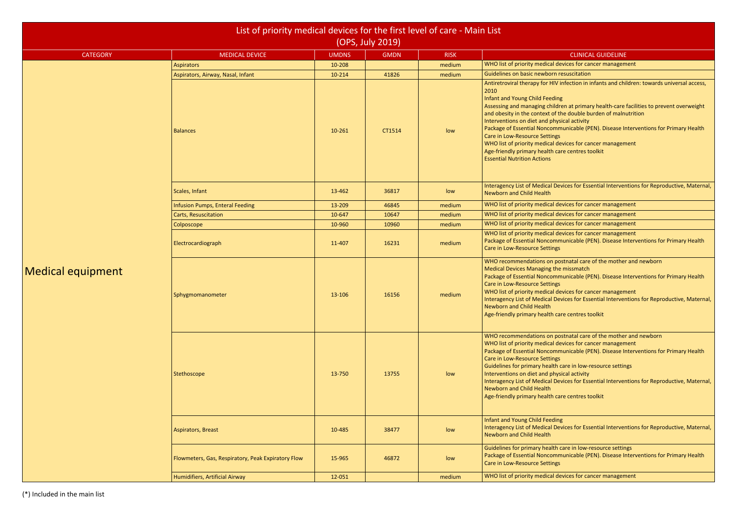# List of priority medical devices for the first level of care - Main List (OPS, July 2019)

| CATEGORY | MEDICAL DEVICE | UMDNS | GMDN | RISK | CLINICAL GUIDELINE |
|---|---|---|---|---|---|
| Medical equipment | Aspirators | 10-208 | | medium | WHO list of priority medical devices for cancer management |
| | Aspirators, Airway, Nasal, Infant | 10-214 | 41826 | medium | Guidelines on basic newborn resuscitation |
| | Balances | 10-261 | CT1514 | low | Antiretroviral therapy for HIV infection in infants and children: towards universal access, 2010<br>Infant and Young Child Feeding<br>Assessing and managing children at primary health-care facilities to prevent overweight and obesity in the context of the double burden of malnutrition<br>Interventions on diet and physical activity<br>Package of Essential Noncommunicable (PEN). Disease Interventions for Primary Health Care in Low-Resource Settings<br>WHO list of priority medical devices for cancer management<br>Age-friendly primary health care centres toolkit<br>Essential Nutrition Actions |
| | Scales, Infant | 13-462 | 36817 | low | Interagency List of Medical Devices for Essential Interventions for Reproductive, Maternal, Newborn and Child Health |
| | Infusion Pumps, Enteral Feeding | 13-209 | 46845 | medium | WHO list of priority medical devices for cancer management |
| | Carts, Resuscitation | 10-647 | 10647 | medium | WHO list of priority medical devices for cancer management |
| | Colposcope | 10-960 | 10960 | medium | WHO list of priority medical devices for cancer management |
| | Electrocardiograph | 11-407 | 16231 | medium | WHO list of priority medical devices for cancer management<br>Package of Essential Noncommunicable (PEN). Disease Interventions for Primary Health Care in Low-Resource Settings |
| | Sphygmomanometer | 13-106 | 16156 | medium | WHO recommendations on postnatal care of the mother and newborn<br>Medical Devices Managing the missmatch<br>Package of Essential Noncommunicable (PEN). Disease Interventions for Primary Health Care in Low-Resource Settings<br>WHO list of priority medical devices for cancer management<br>Interagency List of Medical Devices for Essential Interventions for Reproductive, Maternal, Newborn and Child Health<br>Age-friendly primary health care centres toolkit |
| | Stethoscope | 13-750 | 13755 | low | WHO recommendations on postnatal care of the mother and newborn<br>WHO list of priority medical devices for cancer management<br>Package of Essential Noncommunicable (PEN). Disease Interventions for Primary Health Care in Low-Resource Settings<br>Guidelines for primary health care in low-resource settings<br>Interventions on diet and physical activity<br>Interagency List of Medical Devices for Essential Interventions for Reproductive, Maternal, Newborn and Child Health<br>Age-friendly primary health care centres toolkit |
| | Aspirators, Breast | 10-485 | 38477 | low | Infant and Young Child Feeding<br>Interagency List of Medical Devices for Essential Interventions for Reproductive, Maternal, Newborn and Child Health |
| | Flowmeters, Gas, Respiratory, Peak Expiratory Flow | 15-965 | 46872 | low | Guidelines for primary health care in low-resource settings<br>Package of Essential Noncommunicable (PEN). Disease Interventions for Primary Health Care in Low-Resource Settings |
| | Humidifiers, Artificial Airway | 12-051 | | medium | WHO list of priority medical devices for cancer management |

(*) Included in the main list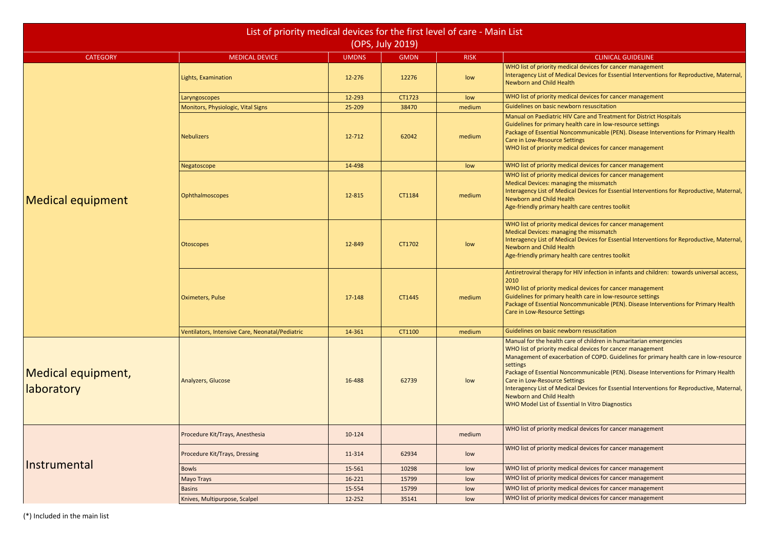# List of priority medical devices for the first level of care - Main List (OPS, July 2019)

| CATEGORY | MEDICAL DEVICE | UMDNS | GMDN | RISK | CLINICAL GUIDELINE |
|---|---|---|---|---|---|
| Medical equipment | Lights, Examination | 12-276 | 12276 | low | WHO list of priority medical devices for cancer management<br>Interagency List of Medical Devices for Essential Interventions for Reproductive, Maternal, Newborn and Child Health |
| | Laryngoscopes | 12-293 | CT1723 | low | WHO list of priority medical devices for cancer management |
| | Monitors, Physiologic, Vital Signs | 25-209 | 38470 | medium | Guidelines on basic newborn resuscitation |
| | Nebulizers | 12-712 | 62042 | medium | Manual on Paediatric HIV Care and Treatment for District Hospitals<br>Guidelines for primary health care in low-resource settings<br>Package of Essential Noncommunicable (PEN). Disease Interventions for Primary Health Care in Low-Resource Settings<br>WHO list of priority medical devices for cancer management |
| | Negatoscope | 14-498 | | low | WHO list of priority medical devices for cancer management |
| | Ophthalmoscopes | 12-815 | CT1184 | medium | WHO list of priority medical devices for cancer management<br>Medical Devices: managing the missmatch<br>Interagency List of Medical Devices for Essential Interventions for Reproductive, Maternal, Newborn and Child Health<br>Age-friendly primary health care centres toolkit |
| | Otoscopes | 12-849 | CT1702 | low | WHO list of priority medical devices for cancer management<br>Medical Devices: managing the missmatch<br>Interagency List of Medical Devices for Essential Interventions for Reproductive, Maternal, Newborn and Child Health<br>Age-friendly primary health care centres toolkit |
| | Oximeters, Pulse | 17-148 | CT1445 | medium | Antiretroviral therapy for HIV infection in infants and children: towards universal access, 2010<br>WHO list of priority medical devices for cancer management<br>Guidelines for primary health care in low-resource settings<br>Package of Essential Noncommunicable (PEN). Disease Interventions for Primary Health Care in Low-Resource Settings |
| | Ventilators, Intensive Care, Neonatal/Pediatric | 14-361 | CT1100 | medium | Guidelines on basic newborn resuscitation |
| Medical equipment, laboratory | Analyzers, Glucose | 16-488 | 62739 | low | Manual for the health care of children in humaritarian emergencies<br>WHO list of priority medical devices for cancer management<br>Management of exacerbation of COPD. Guidelines for primary health care in low-resource settings<br>Package of Essential Noncommunicable (PEN). Disease Interventions for Primary Health Care in Low-Resource Settings<br>Interagency List of Medical Devices for Essential Interventions for Reproductive, Maternal, Newborn and Child Health<br>WHO Model List of Essential In Vitro Diagnostics |
| Instrumental | Procedure Kit/Trays, Anesthesia | 10-124 | | medium | WHO list of priority medical devices for cancer management |
| | Procedure Kit/Trays, Dressing | 11-314 | 62934 | low | WHO list of priority medical devices for cancer management |
| | Bowls | 15-561 | 10298 | low | WHO list of priority medical devices for cancer management |
| | Mayo Trays | 16-221 | 15799 | low | WHO list of priority medical devices for cancer management |
| | Basins | 15-554 | 15799 | low | WHO list of priority medical devices for cancer management |
| | Knives, Multipurpose, Scalpel | 12-252 | 35141 | low | WHO list of priority medical devices for cancer management |

(*) Included in the main list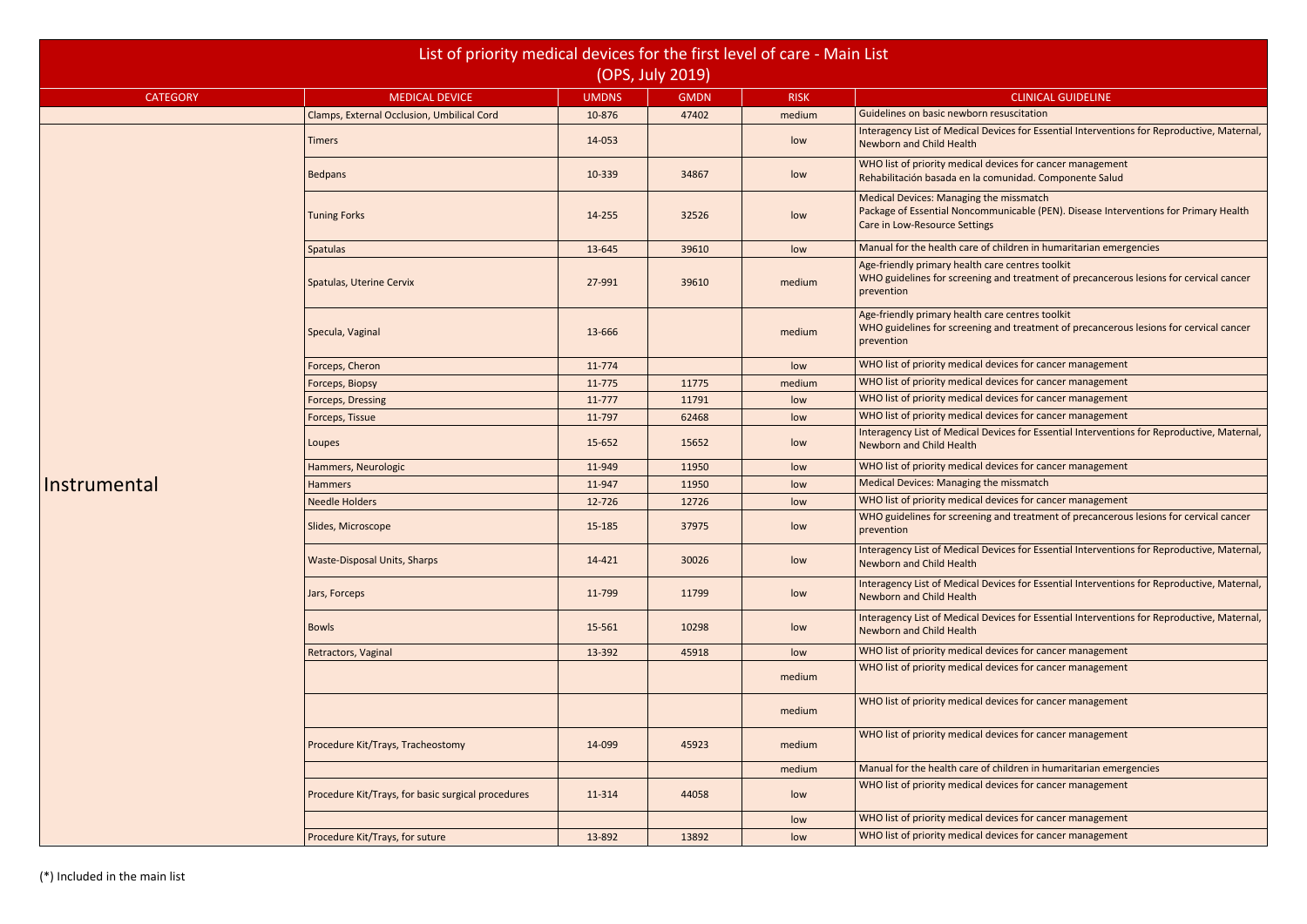# List of priority medical devices for the first level of care - Main List
(OPS, July 2019)

| CATEGORY | MEDICAL DEVICE | UMDNS | GMDN | RISK | CLINICAL GUIDELINE |
|---|---|---|---|---|---|
| | Clamps, External Occlusion, Umbilical Cord | 10-876 | 47402 | medium | Guidelines on basic newborn resuscitation |
| Instrumental | Timers | 14-053 | | low | Interagency List of Medical Devices for Essential Interventions for Reproductive, Maternal, Newborn and Child Health |
| | Bedpans | 10-339 | 34867 | low | WHO list of priority medical devices for cancer management<br>Rehabilitación basada en la comunidad. Componente Salud |
| | Tuning Forks | 14-255 | 32526 | low | Medical Devices: Managing the missmatch<br>Package of Essential Noncommunicable (PEN). Disease Interventions for Primary Health Care in Low-Resource Settings |
| | Spatulas | 13-645 | 39610 | low | Manual for the health care of children in humaritarian emergencies |
| | Spatulas, Uterine Cervix | 27-991 | 39610 | medium | Age-friendly primary health care centres toolkit<br>WHO guidelines for screening and treatment of precancerous lesions for cervical cancer prevention |
| | Specula, Vaginal | 13-666 | | medium | Age-friendly primary health care centres toolkit<br>WHO guidelines for screening and treatment of precancerous lesions for cervical cancer prevention |
| | Forceps, Cheron | 11-774 | | low | WHO list of priority medical devices for cancer management |
| | Forceps, Biopsy | 11-775 | 11775 | medium | WHO list of priority medical devices for cancer management |
| | Forceps, Dressing | 11-777 | 11791 | low | WHO list of priority medical devices for cancer management |
| | Forceps, Tissue | 11-797 | 62468 | low | WHO list of priority medical devices for cancer management |
| | Loupes | 15-652 | 15652 | low | Interagency List of Medical Devices for Essential Interventions for Reproductive, Maternal, Newborn and Child Health |
| | Hammers, Neurologic | 11-949 | 11950 | low | WHO list of priority medical devices for cancer management |
| | Hammers | 11-947 | 11950 | low | Medical Devices: Managing the missmatch |
| | Needle Holders | 12-726 | 12726 | low | WHO list of priority medical devices for cancer management |
| | Slides, Microscope | 15-185 | 37975 | low | WHO guidelines for screening and treatment of precancerous lesions for cervical cancer prevention |
| | Waste-Disposal Units, Sharps | 14-421 | 30026 | low | Interagency List of Medical Devices for Essential Interventions for Reproductive, Maternal, Newborn and Child Health |
| | Jars, Forceps | 11-799 | 11799 | low | Interagency List of Medical Devices for Essential Interventions for Reproductive, Maternal, Newborn and Child Health |
| | Bowls | 15-561 | 10298 | low | Interagency List of Medical Devices for Essential Interventions for Reproductive, Maternal, Newborn and Child Health |
| | Retractors, Vaginal | 13-392 | 45918 | low | WHO list of priority medical devices for cancer management |
| | | | | medium | WHO list of priority medical devices for cancer management |
| | | | | medium | WHO list of priority medical devices for cancer management |
| | Procedure Kit/Trays, Tracheostomy | 14-099 | 45923 | medium | WHO list of priority medical devices for cancer management |
| | | | | medium | Manual for the health care of children in humaritarian emergencies |
| | Procedure Kit/Trays, for basic surgical procedures | 11-314 | 44058 | low | WHO list of priority medical devices for cancer management |
| | | | | low | WHO list of priority medical devices for cancer management |
| | Procedure Kit/Trays, for suture | 13-892 | 13892 | low | WHO list of priority medical devices for cancer management |

(*) Included in the main list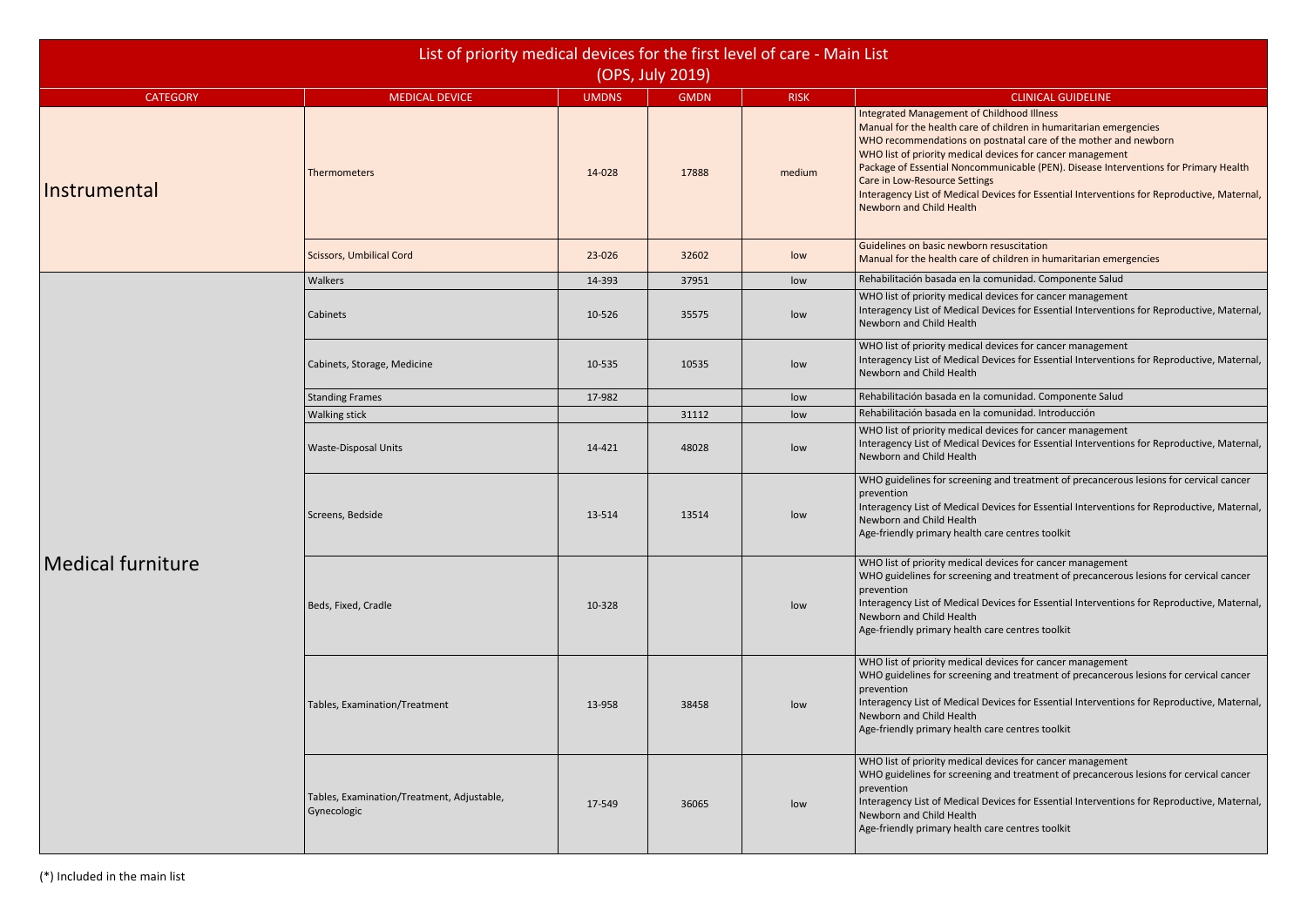# List of priority medical devices for the first level of care - Main List (OPS, July 2019)

| CATEGORY | MEDICAL DEVICE | UMDNS | GMDN | RISK | CLINICAL GUIDELINE |
|---|---|---|---|---|---|
| Instrumental | Thermometers | 14-028 | 17888 | medium | Integrated Management of Childhood Illness<br>Manual for the health care of children in humaritarian emergencies<br>WHO recommendations on postnatal care of the mother and newborn<br>WHO list of priority medical devices for cancer management<br>Package of Essential Noncommunicable (PEN). Disease Interventions for Primary Health Care in Low-Resource Settings<br>Interagency List of Medical Devices for Essential Interventions for Reproductive, Maternal, Newborn and Child Health |
| | Scissors, Umbilical Cord | 23-026 | 32602 | low | Guidelines on basic newborn resuscitation<br>Manual for the health care of children in humaritarian emergencies |
| Medical furniture | Walkers | 14-393 | 37951 | low | Rehabilitación basada en la comunidad. Componente Salud |
| | Cabinets | 10-526 | 35575 | low | WHO list of priority medical devices for cancer management<br>Interagency List of Medical Devices for Essential Interventions for Reproductive, Maternal, Newborn and Child Health |
| | Cabinets, Storage, Medicine | 10-535 | 10535 | low | WHO list of priority medical devices for cancer management<br>Interagency List of Medical Devices for Essential Interventions for Reproductive, Maternal, Newborn and Child Health |
| | Standing Frames | 17-982 | | low | Rehabilitación basada en la comunidad. Componente Salud |
| | Walking stick | | 31112 | low | Rehabilitación basada en la comunidad. Introducción |
| | Waste-Disposal Units | 14-421 | 48028 | low | WHO list of priority medical devices for cancer management<br>Interagency List of Medical Devices for Essential Interventions for Reproductive, Maternal, Newborn and Child Health |
| | Screens, Bedside | 13-514 | 13514 | low | WHO guidelines for screening and treatment of precancerous lesions for cervical cancer prevention<br>Interagency List of Medical Devices for Essential Interventions for Reproductive, Maternal, Newborn and Child Health<br>Age-friendly primary health care centres toolkit |
| | Beds, Fixed, Cradle | 10-328 | | low | WHO list of priority medical devices for cancer management<br>WHO guidelines for screening and treatment of precancerous lesions for cervical cancer prevention<br>Interagency List of Medical Devices for Essential Interventions for Reproductive, Maternal, Newborn and Child Health<br>Age-friendly primary health care centres toolkit |
| | Tables, Examination/Treatment | 13-958 | 38458 | low | WHO list of priority medical devices for cancer management<br>WHO guidelines for screening and treatment of precancerous lesions for cervical cancer prevention<br>Interagency List of Medical Devices for Essential Interventions for Reproductive, Maternal, Newborn and Child Health<br>Age-friendly primary health care centres toolkit |
| | Tables, Examination/Treatment, Adjustable, Gynecologic | 17-549 | 36065 | low | WHO list of priority medical devices for cancer management<br>WHO guidelines for screening and treatment of precancerous lesions for cervical cancer prevention<br>Interagency List of Medical Devices for Essential Interventions for Reproductive, Maternal, Newborn and Child Health<br>Age-friendly primary health care centres toolkit |

(*) Included in the main list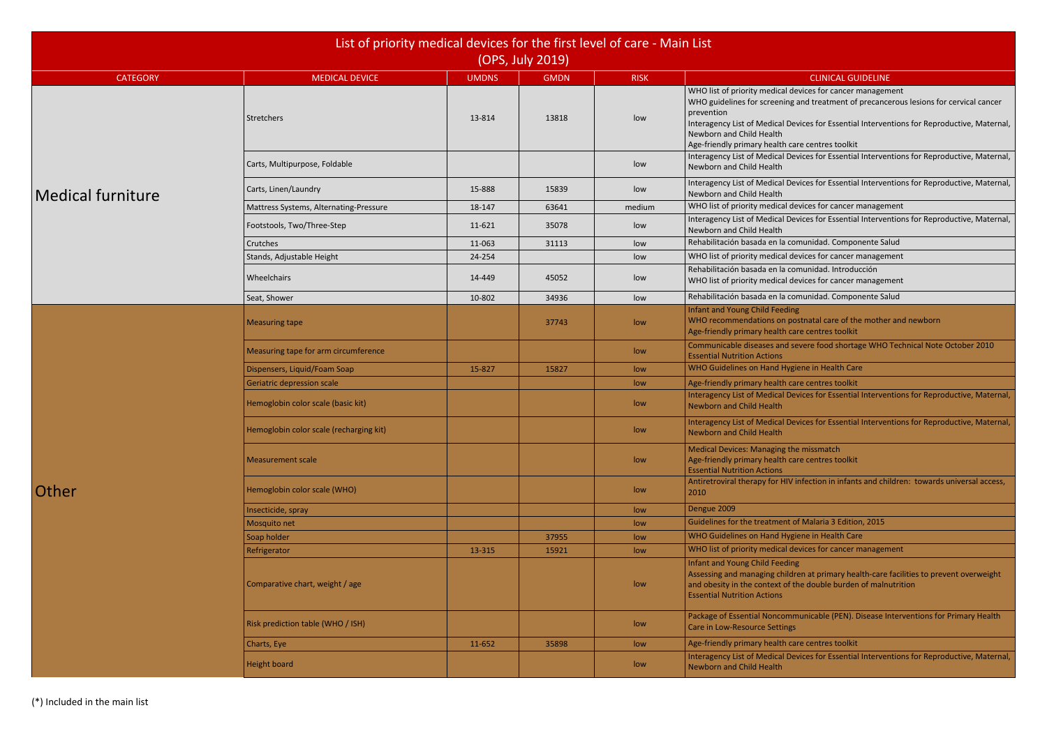# List of priority medical devices for the first level of care - Main List (OPS, July 2019)

| CATEGORY | MEDICAL DEVICE | UMDNS | GMDN | RISK | CLINICAL GUIDELINE |
|---|---|---|---|---|---|
| Medical furniture | Stretchers | 13-814 | 13818 | low | WHO list of priority medical devices for cancer management<br>WHO guidelines for screening and treatment of precancerous lesions for cervical cancer prevention<br>Interagency List of Medical Devices for Essential Interventions for Reproductive, Maternal, Newborn and Child Health<br>Age-friendly primary health care centres toolkit |
| | Carts, Multipurpose, Foldable | | | low | Interagency List of Medical Devices for Essential Interventions for Reproductive, Maternal, Newborn and Child Health |
| | Carts, Linen/Laundry | 15-888 | 15839 | low | Interagency List of Medical Devices for Essential Interventions for Reproductive, Maternal, Newborn and Child Health |
| | Mattress Systems, Alternating-Pressure | 18-147 | 63641 | medium | WHO list of priority medical devices for cancer management |
| | Footstools, Two/Three-Step | 11-621 | 35078 | low | Interagency List of Medical Devices for Essential Interventions for Reproductive, Maternal, Newborn and Child Health |
| | Crutches | 11-063 | 31113 | low | Rehabilitación basada en la comunidad. Componente Salud |
| | Stands, Adjustable Height | 24-254 | | low | WHO list of priority medical devices for cancer management |
| | Wheelchairs | 14-449 | 45052 | low | Rehabilitación basada en la comunidad. Introducción<br>WHO list of priority medical devices for cancer management |
| | Seat, Shower | 10-802 | 34936 | low | Rehabilitación basada en la comunidad. Componente Salud |
| Other | Measuring tape | | 37743 | low | Infant and Young Child Feeding<br>WHO recommendations on postnatal care of the mother and newborn<br>Age-friendly primary health care centres toolkit |
| | Measuring tape for arm circumference | | | low | Communicable diseases and severe food shortage WHO Technical Note October 2010<br>Essential Nutrition Actions |
| | Dispensers, Liquid/Foam Soap | 15-827 | 15827 | low | WHO Guidelines on Hand Hygiene in Health Care |
| | Geriatric depression scale | | | low | Age-friendly primary health care centres toolkit |
| | Hemoglobin color scale (basic kit) | | | low | Interagency List of Medical Devices for Essential Interventions for Reproductive, Maternal, Newborn and Child Health |
| | Hemoglobin color scale (recharging kit) | | | low | Interagency List of Medical Devices for Essential Interventions for Reproductive, Maternal, Newborn and Child Health |
| | Measurement scale | | | low | Medical Devices: Managing the missmatch<br>Age-friendly primary health care centres toolkit<br>Essential Nutrition Actions |
| | Hemoglobin color scale (WHO) | | | low | Antiretroviral therapy for HIV infection in infants and children: towards universal access, 2010 |
| | Insecticide, spray | | | low | Dengue 2009 |
| | Mosquito net | | | low | Guidelines for the treatment of Malaria 3 Edition, 2015 |
| | Soap holder | | 37955 | low | WHO Guidelines on Hand Hygiene in Health Care |
| | Refrigerator | 13-315 | 15921 | low | WHO list of priority medical devices for cancer management |
| | Comparative chart, weight / age | | | low | Infant and Young Child Feeding<br>Assessing and managing children at primary health-care facilities to prevent overweight and obesity in the context of the double burden of malnutrition<br>Essential Nutrition Actions |
| | Risk prediction table (WHO / ISH) | | | low | Package of Essential Noncommunicable (PEN). Disease Interventions for Primary Health Care in Low-Resource Settings |
| | Charts, Eye | 11-652 | 35898 | low | Age-friendly primary health care centres toolkit |
| | Height board | | | low | Interagency List of Medical Devices for Essential Interventions for Reproductive, Maternal, Newborn and Child Health |

(*) Included in the main list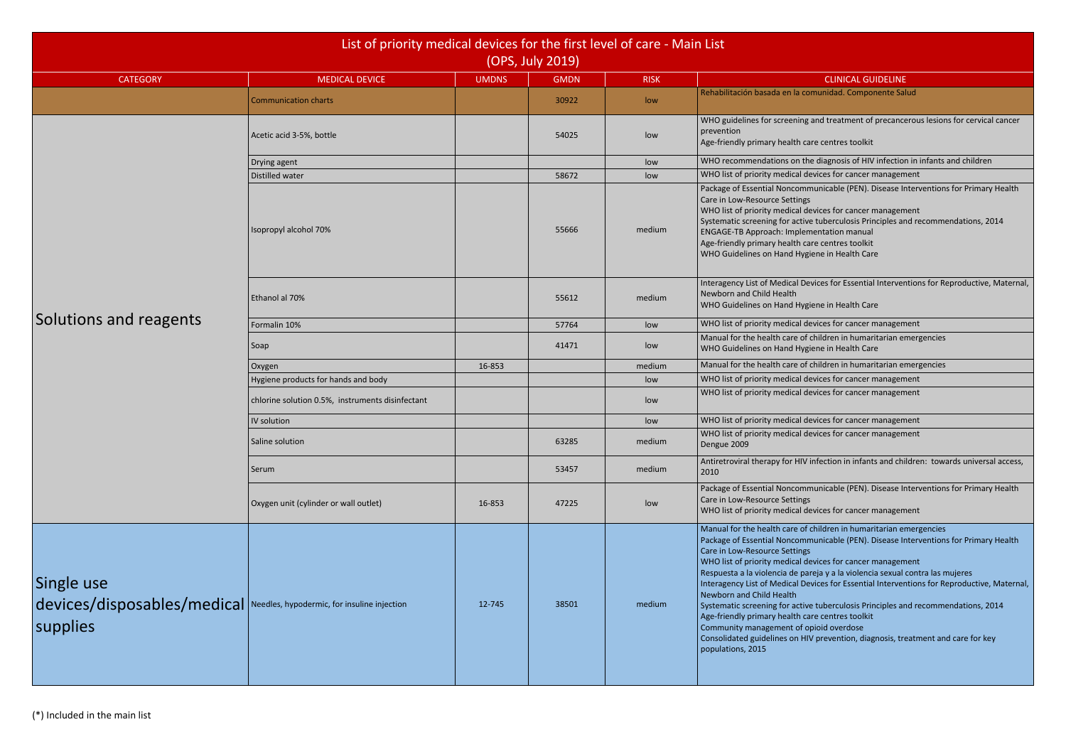| List of priority medical devices for the first level of care - Main List (OPS, July 2019) | | | | | |
|---|---|---|---|---|---|
| CATEGORY | MEDICAL DEVICE | UMDNS | GMDN | RISK | CLINICAL GUIDELINE |
| | Communication charts | | 30922 | low | Rehabilitación basada en la comunidad. Componente Salud |
| Solutions and reagents | Acetic acid 3-5%, bottle | | 54025 | low | WHO guidelines for screening and treatment of precancerous lesions for cervical cancer prevention<br>Age-friendly primary health care centres toolkit |
| | Drying agent | | | low | WHO recommendations on the diagnosis of HIV infection in infants and children |
| | Distilled water | | 58672 | low | WHO list of priority medical devices for cancer management |
| | Isopropyl alcohol 70% | | 55666 | medium | Package of Essential Noncommunicable (PEN). Disease Interventions for Primary Health Care in Low-Resource Settings<br>WHO list of priority medical devices for cancer management<br>Systematic screening for active tuberculosis Principles and recommendations, 2014<br>ENGAGE-TB Approach: Implementation manual<br>Age-friendly primary health care centres toolkit<br>WHO Guidelines on Hand Hygiene in Health Care |
| | Ethanol al 70% | | 55612 | medium | Interagency List of Medical Devices for Essential Interventions for Reproductive, Maternal, Newborn and Child Health<br>WHO Guidelines on Hand Hygiene in Health Care |
| | Formalin 10% | | 57764 | low | WHO list of priority medical devices for cancer management |
| | Soap | | 41471 | low | Manual for the health care of children in humanitarian emergencies<br>WHO Guidelines on Hand Hygiene in Health Care |
| | Oxygen | 16-853 | | medium | Manual for the health care of children in humanitarian emergencies |
| | Hygiene products for hands and body | | | low | WHO list of priority medical devices for cancer management |
| | chlorine solution 0.5%, instruments disinfectant | | | low | WHO list of priority medical devices for cancer management |
| | IV solution | | | low | WHO list of priority medical devices for cancer management |
| | Saline solution | | 63285 | medium | WHO list of priority medical devices for cancer management<br>Dengue 2009 |
| | Serum | | 53457 | medium | Antiretroviral therapy for HIV infection in infants and children: towards universal access, 2010 |
| | Oxygen unit (cylinder or wall outlet) | 16-853 | 47225 | low | Package of Essential Noncommunicable (PEN). Disease Interventions for Primary Health Care in Low-Resource Settings<br>WHO list of priority medical devices for cancer management |
| Single use devices/disposables/medical supplies | Needles, hypodermic, for insuline injection | 12-745 | 38501 | medium | Manual for the health care of children in humanitarian emergencies<br>Package of Essential Noncommunicable (PEN). Disease Interventions for Primary Health Care in Low-Resource Settings<br>WHO list of priority medical devices for cancer management<br>Respuesta a la violencia de pareja y a la violencia sexual contra las mujeres<br>Interagency List of Medical Devices for Essential Interventions for Reproductive, Maternal, Newborn and Child Health<br>Systematic screening for active tuberculosis Principles and recommendations, 2014<br>Age-friendly primary health care centres toolkit<br>Community management of opioid overdose<br>Consolidated guidelines on HIV prevention, diagnosis, treatment and care for key populations, 2015 |

(*) Included in the main list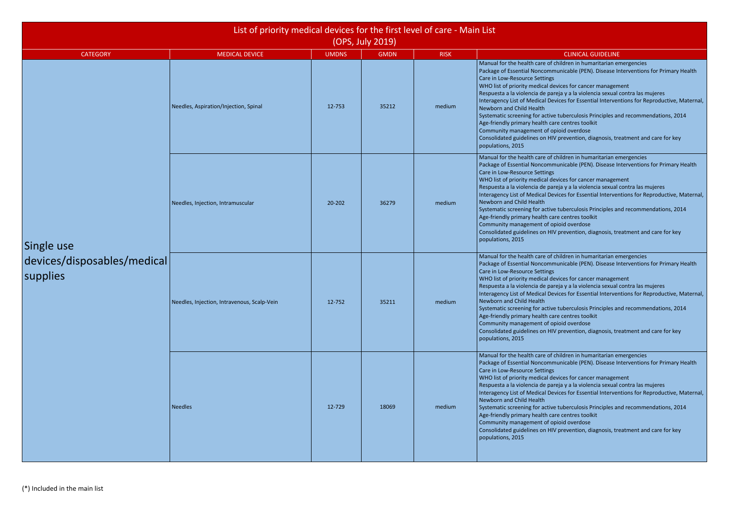# List of priority medical devices for the first level of care - Main List (OPS, July 2019)

| CATEGORY | MEDICAL DEVICE | UMDNS | GMDN | RISK | CLINICAL GUIDELINE |
|---|---|---|---|---|---|
| Single use devices/disposables/medical supplies | Needles, Aspiration/Injection, Spinal | 12-753 | 35212 | medium | Manual for the health care of children in humanitarian emergencies<br>Package of Essential Noncommunicable (PEN). Disease Interventions for Primary Health Care in Low-Resource Settings<br>WHO list of priority medical devices for cancer management<br>Respuesta a la violencia de pareja y a la violencia sexual contra las mujeres<br>Interagency List of Medical Devices for Essential Interventions for Reproductive, Maternal, Newborn and Child Health<br>Systematic screening for active tuberculosis Principles and recommendations, 2014<br>Age-friendly primary health care centres toolkit<br>Community management of opioid overdose<br>Consolidated guidelines on HIV prevention, diagnosis, treatment and care for key populations, 2015 |
| | Needles, Injection, Intramuscular | 20-202 | 36279 | medium | Manual for the health care of children in humanitarian emergencies<br>Package of Essential Noncommunicable (PEN). Disease Interventions for Primary Health Care in Low-Resource Settings<br>WHO list of priority medical devices for cancer management<br>Respuesta a la violencia de pareja y a la violencia sexual contra las mujeres<br>Interagency List of Medical Devices for Essential Interventions for Reproductive, Maternal, Newborn and Child Health<br>Systematic screening for active tuberculosis Principles and recommendations, 2014<br>Age-friendly primary health care centres toolkit<br>Community management of opioid overdose<br>Consolidated guidelines on HIV prevention, diagnosis, treatment and care for key populations, 2015 |
| | Needles, Injection, Intravenous, Scalp-Vein | 12-752 | 35211 | medium | Manual for the health care of children in humanitarian emergencies<br>Package of Essential Noncommunicable (PEN). Disease Interventions for Primary Health Care in Low-Resource Settings<br>WHO list of priority medical devices for cancer management<br>Respuesta a la violencia de pareja y a la violencia sexual contra las mujeres<br>Interagency List of Medical Devices for Essential Interventions for Reproductive, Maternal, Newborn and Child Health<br>Systematic screening for active tuberculosis Principles and recommendations, 2014<br>Age-friendly primary health care centres toolkit<br>Community management of opioid overdose<br>Consolidated guidelines on HIV prevention, diagnosis, treatment and care for key populations, 2015 |
| | Needles | 12-729 | 18069 | medium | Manual for the health care of children in humanitarian emergencies<br>Package of Essential Noncommunicable (PEN). Disease Interventions for Primary Health Care in Low-Resource Settings<br>WHO list of priority medical devices for cancer management<br>Respuesta a la violencia de pareja y a la violencia sexual contra las mujeres<br>Interagency List of Medical Devices for Essential Interventions for Reproductive, Maternal, Newborn and Child Health<br>Systematic screening for active tuberculosis Principles and recommendations, 2014<br>Age-friendly primary health care centres toolkit<br>Community management of opioid overdose<br>Consolidated guidelines on HIV prevention, diagnosis, treatment and care for key populations, 2015 |

(*) Included in the main list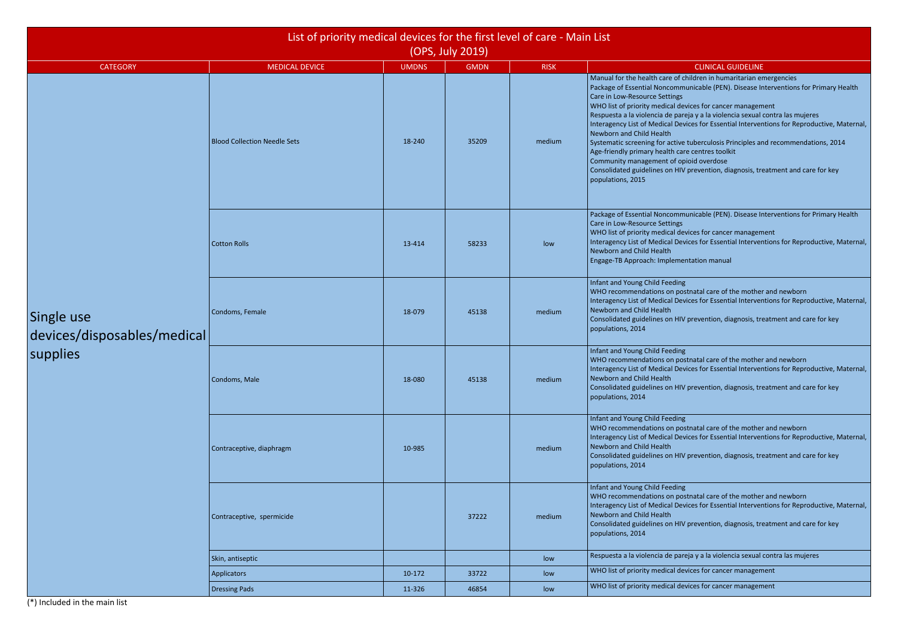# List of priority medical devices for the first level of care - Main List (OPS, July 2019)

| CATEGORY | MEDICAL DEVICE | UMDNS | GMDN | RISK | CLINICAL GUIDELINE |
|---|---|---|---|---|---|
| Single use devices/disposables/medical supplies | Blood Collection Needle Sets | 18-240 | 35209 | medium | Manual for the health care of children in humaritarian emergencies<br>Package of Essential Noncommunicable (PEN). Disease Interventions for Primary Health Care in Low-Resource Settings<br>WHO list of priority medical devices for cancer management<br>Respuesta a la violencia de pareja y a la violencia sexual contra las mujeres<br>Interagency List of Medical Devices for Essential Interventions for Reproductive, Maternal, Newborn and Child Health<br>Systematic screening for active tuberculosis Principles and recommendations, 2014<br>Age-friendly primary health care centres toolkit<br>Community management of opioid overdose<br>Consolidated guidelines on HIV prevention, diagnosis, treatment and care for key populations, 2015 |
| | Cotton Rolls | 13-414 | 58233 | low | Package of Essential Noncommunicable (PEN). Disease Interventions for Primary Health Care in Low-Resource Settings<br>WHO list of priority medical devices for cancer management<br>Interagency List of Medical Devices for Essential Interventions for Reproductive, Maternal, Newborn and Child Health<br>Engage-TB Approach: Implementation manual |
| | Condoms, Female | 18-079 | 45138 | medium | Infant and Young Child Feeding<br>WHO recommendations on postnatal care of the mother and newborn<br>Interagency List of Medical Devices for Essential Interventions for Reproductive, Maternal, Newborn and Child Health<br>Consolidated guidelines on HIV prevention, diagnosis, treatment and care for key populations, 2014 |
| | Condoms, Male | 18-080 | 45138 | medium | Infant and Young Child Feeding<br>WHO recommendations on postnatal care of the mother and newborn<br>Interagency List of Medical Devices for Essential Interventions for Reproductive, Maternal, Newborn and Child Health<br>Consolidated guidelines on HIV prevention, diagnosis, treatment and care for key populations, 2014 |
| | Contraceptive, diaphragm | 10-985 | | medium | Infant and Young Child Feeding<br>WHO recommendations on postnatal care of the mother and newborn<br>Interagency List of Medical Devices for Essential Interventions for Reproductive, Maternal, Newborn and Child Health<br>Consolidated guidelines on HIV prevention, diagnosis, treatment and care for key populations, 2014 |
| | Contraceptive, spermicide | | 37222 | medium | Infant and Young Child Feeding<br>WHO recommendations on postnatal care of the mother and newborn<br>Interagency List of Medical Devices for Essential Interventions for Reproductive, Maternal, Newborn and Child Health<br>Consolidated guidelines on HIV prevention, diagnosis, treatment and care for key populations, 2014 |
| | Skin, antiseptic | | | low | Respuesta a la violencia de pareja y a la violencia sexual contra las mujeres |
| | Applicators | 10-172 | 33722 | low | WHO list of priority medical devices for cancer management |
| | Dressing Pads | 11-326 | 46854 | low | WHO list of priority medical devices for cancer management |

(*) Included in the main list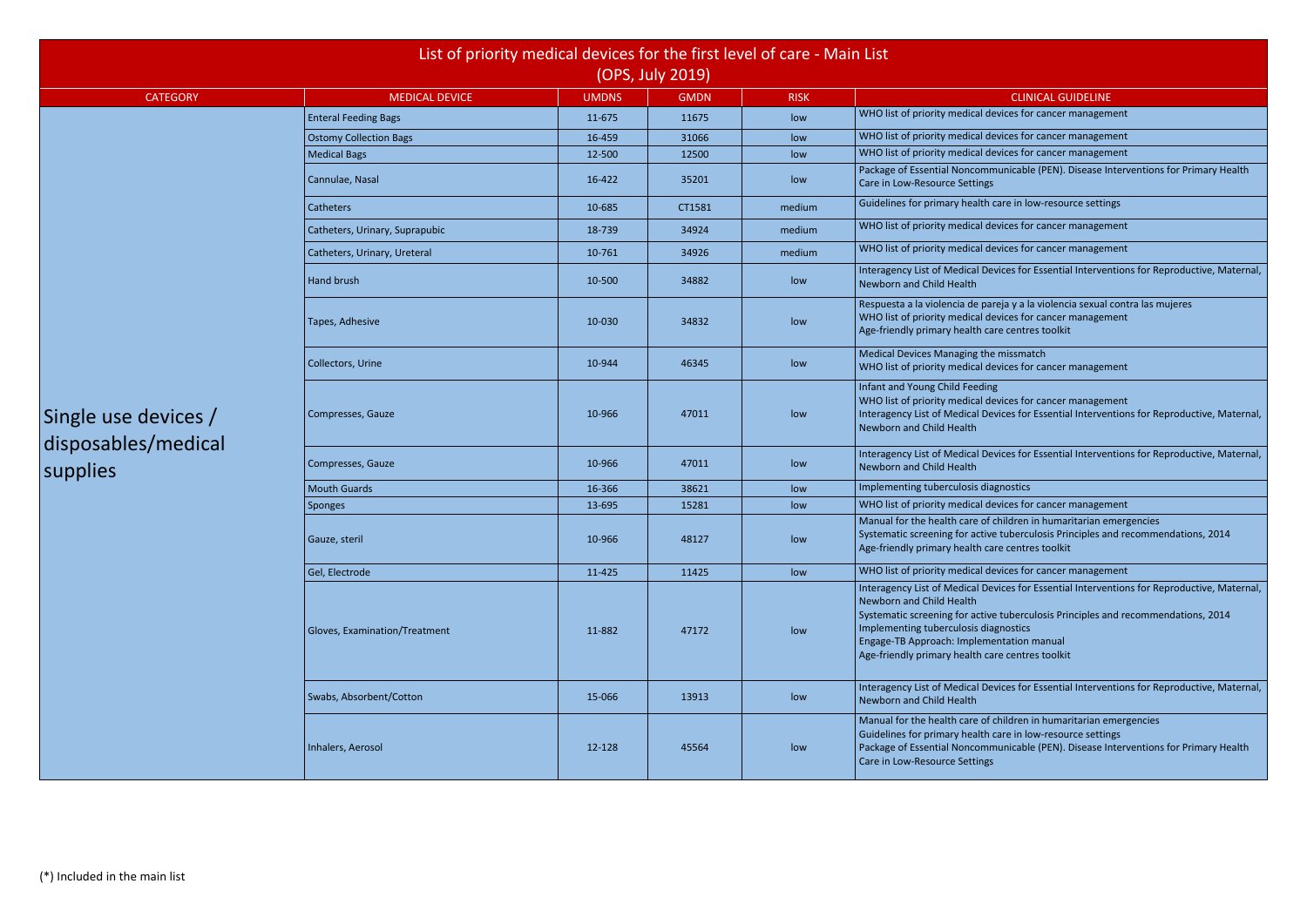# List of priority medical devices for the first level of care - Main List (OPS, July 2019)

| CATEGORY | MEDICAL DEVICE | UMDNS | GMDN | RISK | CLINICAL GUIDELINE |
|---|---|---|---|---|---|
| Single use devices / disposables/medical supplies | Enteral Feeding Bags | 11-675 | 11675 | low | WHO list of priority medical devices for cancer management |
| | Ostomy Collection Bags | 16-459 | 31066 | low | WHO list of priority medical devices for cancer management |
| | Medical Bags | 12-500 | 12500 | low | WHO list of priority medical devices for cancer management |
| | Cannulae, Nasal | 16-422 | 35201 | low | Package of Essential Noncommunicable (PEN). Disease Interventions for Primary Health Care in Low-Resource Settings |
| | Catheters | 10-685 | CT1581 | medium | Guidelines for primary health care in low-resource settings |
| | Catheters, Urinary, Suprapubic | 18-739 | 34924 | medium | WHO list of priority medical devices for cancer management |
| | Catheters, Urinary, Ureteral | 10-761 | 34926 | medium | WHO list of priority medical devices for cancer management |
| | Hand brush | 10-500 | 34882 | low | Interagency List of Medical Devices for Essential Interventions for Reproductive, Maternal, Newborn and Child Health |
| | Tapes, Adhesive | 10-030 | 34832 | low | Respuesta a la violencia de pareja y a la violencia sexual contra las mujeres<br>WHO list of priority medical devices for cancer management<br>Age-friendly primary health care centres toolkit |
| | Collectors, Urine | 10-944 | 46345 | low | Medical Devices Managing the missmatch<br>WHO list of priority medical devices for cancer management |
| | Compresses, Gauze | 10-966 | 47011 | low | Infant and Young Child Feeding<br>WHO list of priority medical devices for cancer management<br>Interagency List of Medical Devices for Essential Interventions for Reproductive, Maternal, Newborn and Child Health |
| | Compresses, Gauze | 10-966 | 47011 | low | Interagency List of Medical Devices for Essential Interventions for Reproductive, Maternal, Newborn and Child Health |
| | Mouth Guards | 16-366 | 38621 | low | Implementing tuberculosis diagnostics |
| | Sponges | 13-695 | 15281 | low | WHO list of priority medical devices for cancer management |
| | Gauze, steril | 10-966 | 48127 | low | Manual for the health care of children in humaritarian emergencies<br>Systematic screening for active tuberculosis Principles and recommendations, 2014<br>Age-friendly primary health care centres toolkit |
| | Gel, Electrode | 11-425 | 11425 | low | WHO list of priority medical devices for cancer management |
| | Gloves, Examination/Treatment | 11-882 | 47172 | low | Interagency List of Medical Devices for Essential Interventions for Reproductive, Maternal, Newborn and Child Health<br>Systematic screening for active tuberculosis Principles and recommendations, 2014<br>Implementing tuberculosis diagnostics<br>Engage-TB Approach: Implementation manual<br>Age-friendly primary health care centres toolkit |
| | Swabs, Absorbent/Cotton | 15-066 | 13913 | low | Interagency List of Medical Devices for Essential Interventions for Reproductive, Maternal, Newborn and Child Health |
| | Inhalers, Aerosol | 12-128 | 45564 | low | Manual for the health care of children in humaritarian emergencies<br>Guidelines for primary health care in low-resource settings<br>Package of Essential Noncommunicable (PEN). Disease Interventions for Primary Health Care in Low-Resource Settings |

(*) Included in the main list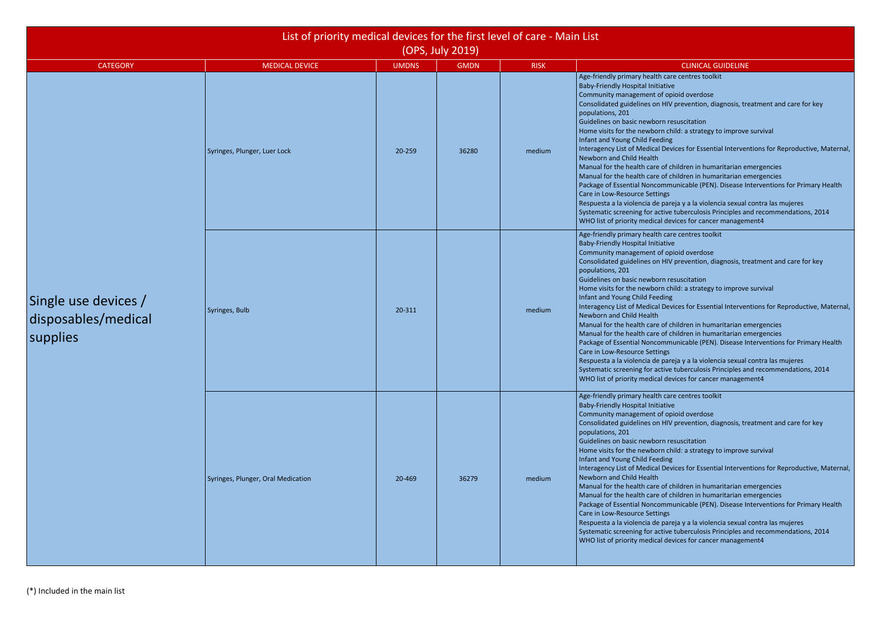# List of priority medical devices for the first level of care - Main List (OPS, July 2019)

| CATEGORY | MEDICAL DEVICE | UMDNS | GMDN | RISK | CLINICAL GUIDELINE |
|---|---|---|---|---|---|
| Single use devices / disposables/medical supplies | Syringes, Plunger, Luer Lock | 20-259 | 36280 | medium | Age-friendly primary health care centres toolkit<br>Baby-Friendly Hospital Initiative<br>Community management of opioid overdose<br>Consolidated guidelines on HIV prevention, diagnosis, treatment and care for key populations, 201<br>Guidelines on basic newborn resuscitation<br>Home visits for the newborn child: a strategy to improve survival<br>Infant and Young Child Feeding<br>Interagency List of Medical Devices for Essential Interventions for Reproductive, Maternal, Newborn and Child Health<br>Manual for the health care of children in humaritarian emergencies<br>Manual for the health care of children in humaritarian emergencies<br>Package of Essential Noncommunicable (PEN). Disease Interventions for Primary Health Care in Low-Resource Settings<br>Respuesta a la violencia de pareja y a la violencia sexual contra las mujeres<br>Systematic screening for active tuberculosis Principles and recommendations, 2014<br>WHO list of priority medical devices for cancer management4 |
| | Syringes, Bulb | 20-311 | | medium | Age-friendly primary health care centres toolkit<br>Baby-Friendly Hospital Initiative<br>Community management of opioid overdose<br>Consolidated guidelines on HIV prevention, diagnosis, treatment and care for key populations, 201<br>Guidelines on basic newborn resuscitation<br>Home visits for the newborn child: a strategy to improve survival<br>Infant and Young Child Feeding<br>Interagency List of Medical Devices for Essential Interventions for Reproductive, Maternal, Newborn and Child Health<br>Manual for the health care of children in humaritarian emergencies<br>Manual for the health care of children in humaritarian emergencies<br>Package of Essential Noncommunicable (PEN). Disease Interventions for Primary Health Care in Low-Resource Settings<br>Respuesta a la violencia de pareja y a la violencia sexual contra las mujeres<br>Systematic screening for active tuberculosis Principles and recommendations, 2014<br>WHO list of priority medical devices for cancer management4 |
| | Syringes, Plunger, Oral Medication | 20-469 | 36279 | medium | Age-friendly primary health care centres toolkit<br>Baby-Friendly Hospital Initiative<br>Community management of opioid overdose<br>Consolidated guidelines on HIV prevention, diagnosis, treatment and care for key populations, 201<br>Guidelines on basic newborn resuscitation<br>Home visits for the newborn child: a strategy to improve survival<br>Infant and Young Child Feeding<br>Interagency List of Medical Devices for Essential Interventions for Reproductive, Maternal, Newborn and Child Health<br>Manual for the health care of children in humaritarian emergencies<br>Manual for the health care of children in humaritarian emergencies<br>Package of Essential Noncommunicable (PEN). Disease Interventions for Primary Health Care in Low-Resource Settings<br>Respuesta a la violencia de pareja y a la violencia sexual contra las mujeres<br>Systematic screening for active tuberculosis Principles and recommendations, 2014<br>WHO list of priority medical devices for cancer management4 |

(*) Included in the main list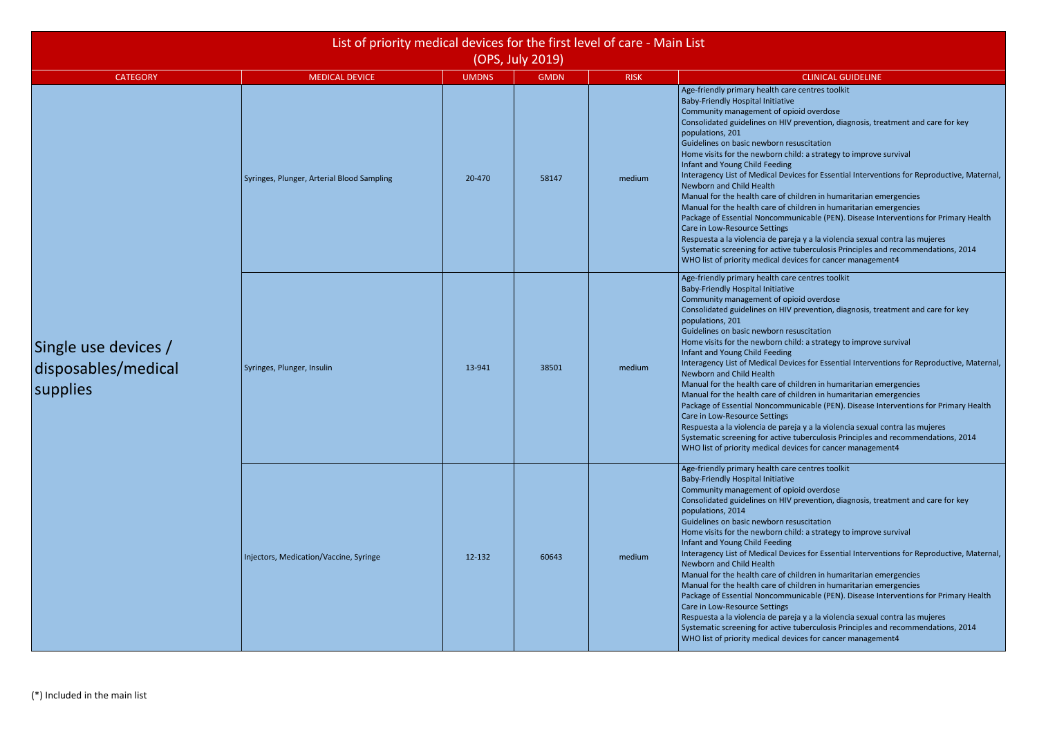# List of priority medical devices for the first level of care - Main List (OPS, July 2019)

| CATEGORY | MEDICAL DEVICE | UMDNS | GMDN | RISK | CLINICAL GUIDELINE |
|---|---|---|---|---|---|
| Single use devices / disposables/medical supplies | Syringes, Plunger, Arterial Blood Sampling | 20-470 | 58147 | medium | Age-friendly primary health care centres toolkit<br>Baby-Friendly Hospital Initiative<br>Community management of opioid overdose<br>Consolidated guidelines on HIV prevention, diagnosis, treatment and care for key populations, 201<br>Guidelines on basic newborn resuscitation<br>Home visits for the newborn child: a strategy to improve survival<br>Infant and Young Child Feeding<br>Interagency List of Medical Devices for Essential Interventions for Reproductive, Maternal, Newborn and Child Health<br>Manual for the health care of children in humanitarian emergencies<br>Manual for the health care of children in humanitarian emergencies<br>Package of Essential Noncommunicable (PEN). Disease Interventions for Primary Health Care in Low-Resource Settings<br>Respuesta a la violencia de pareja y a la violencia sexual contra las mujeres<br>Systematic screening for active tuberculosis Principles and recommendations, 2014<br>WHO list of priority medical devices for cancer management4 |
| | Syringes, Plunger, Insulin | 13-941 | 38501 | medium | Age-friendly primary health care centres toolkit<br>Baby-Friendly Hospital Initiative<br>Community management of opioid overdose<br>Consolidated guidelines on HIV prevention, diagnosis, treatment and care for key populations, 201<br>Guidelines on basic newborn resuscitation<br>Home visits for the newborn child: a strategy to improve survival<br>Infant and Young Child Feeding<br>Interagency List of Medical Devices for Essential Interventions for Reproductive, Maternal, Newborn and Child Health<br>Manual for the health care of children in humanitarian emergencies<br>Manual for the health care of children in humanitarian emergencies<br>Package of Essential Noncommunicable (PEN). Disease Interventions for Primary Health Care in Low-Resource Settings<br>Respuesta a la violencia de pareja y a la violencia sexual contra las mujeres<br>Systematic screening for active tuberculosis Principles and recommendations, 2014<br>WHO list of priority medical devices for cancer management4 |
| | Injectors, Medication/Vaccine, Syringe | 12-132 | 60643 | medium | Age-friendly primary health care centres toolkit<br>Baby-Friendly Hospital Initiative<br>Community management of opioid overdose<br>Consolidated guidelines on HIV prevention, diagnosis, treatment and care for key populations, 2014<br>Guidelines on basic newborn resuscitation<br>Home visits for the newborn child: a strategy to improve survival<br>Infant and Young Child Feeding<br>Interagency List of Medical Devices for Essential Interventions for Reproductive, Maternal, Newborn and Child Health<br>Manual for the health care of children in humanitarian emergencies<br>Manual for the health care of children in humanitarian emergencies<br>Package of Essential Noncommunicable (PEN). Disease Interventions for Primary Health Care in Low-Resource Settings<br>Respuesta a la violencia de pareja y a la violencia sexual contra las mujeres<br>Systematic screening for active tuberculosis Principles and recommendations, 2014<br>WHO list of priority medical devices for cancer management4 |

(*) Included in the main list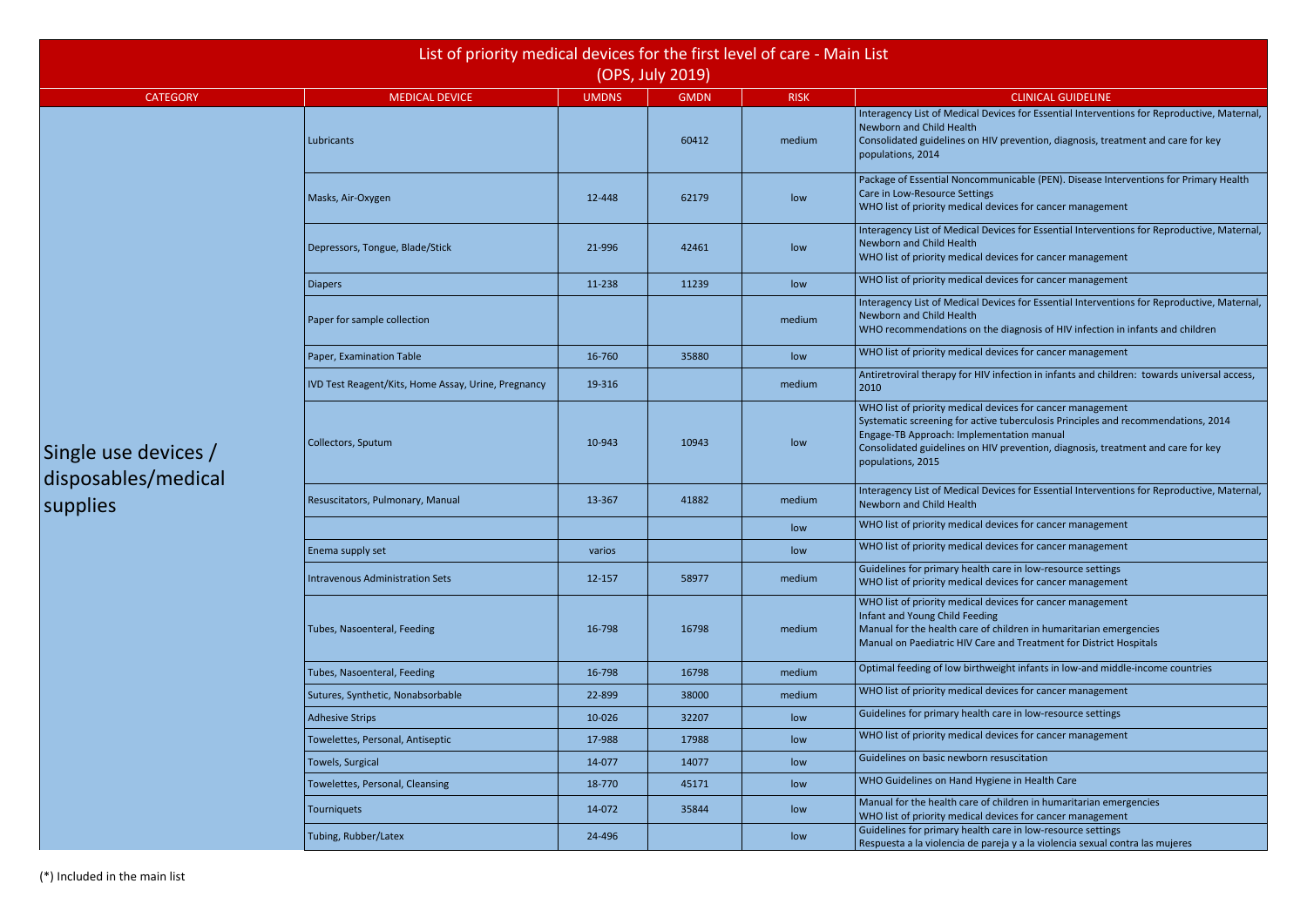| List of priority medical devices for the first level of care - Main List (OPS, July 2019) | | | | | |
|---|---|---|---|---|---|
| CATEGORY | MEDICAL DEVICE | UMDNS | GMDN | RISK | CLINICAL GUIDELINE |
| Single use devices / disposables/medical supplies | Lubricants | | 60412 | medium | Interagency List of Medical Devices for Essential Interventions for Reproductive, Maternal, Newborn and Child Health<br>Consolidated guidelines on HIV prevention, diagnosis, treatment and care for key populations, 2014 |
| | Masks, Air-Oxygen | 12-448 | 62179 | low | Package of Essential Noncommunicable (PEN). Disease Interventions for Primary Health Care in Low-Resource Settings<br>WHO list of priority medical devices for cancer management |
| | Depressors, Tongue, Blade/Stick | 21-996 | 42461 | low | Interagency List of Medical Devices for Essential Interventions for Reproductive, Maternal, Newborn and Child Health<br>WHO list of priority medical devices for cancer management |
| | Diapers | 11-238 | 11239 | low | WHO list of priority medical devices for cancer management |
| | Paper for sample collection | | | medium | Interagency List of Medical Devices for Essential Interventions for Reproductive, Maternal, Newborn and Child Health<br>WHO recommendations on the diagnosis of HIV infection in infants and children |
| | Paper, Examination Table | 16-760 | 35880 | low | WHO list of priority medical devices for cancer management |
| | IVD Test Reagent/Kits, Home Assay, Urine, Pregnancy | 19-316 | | medium | Antiretroviral therapy for HIV infection in infants and children: towards universal access, 2010 |
| | Collectors, Sputum | 10-943 | 10943 | low | WHO list of priority medical devices for cancer management<br>Systematic screening for active tuberculosis Principles and recommendations, 2014<br>Engage-TB Approach: Implementation manual<br>Consolidated guidelines on HIV prevention, diagnosis, treatment and care for key populations, 2015 |
| | Resuscitators, Pulmonary, Manual | 13-367 | 41882 | medium | Interagency List of Medical Devices for Essential Interventions for Reproductive, Maternal, Newborn and Child Health |
| | | | | low | WHO list of priority medical devices for cancer management |
| | Enema supply set | varios | | low | WHO list of priority medical devices for cancer management |
| | Intravenous Administration Sets | 12-157 | 58977 | medium | Guidelines for primary health care in low-resource settings<br>WHO list of priority medical devices for cancer management |
| | Tubes, Nasoenteral, Feeding | 16-798 | 16798 | medium | WHO list of priority medical devices for cancer management<br>Infant and Young Child Feeding<br>Manual for the health care of children in humanitarian emergencies<br>Manual on Paediatric HIV Care and Treatment for District Hospitals |
| | Tubes, Nasoenteral, Feeding | 16-798 | 16798 | medium | Optimal feeding of low birthweight infants in low-and middle-income countries |
| | Sutures, Synthetic, Nonabsorbable | 22-899 | 38000 | medium | WHO list of priority medical devices for cancer management |
| | Adhesive Strips | 10-026 | 32207 | low | Guidelines for primary health care in low-resource settings |
| | Towelettes, Personal, Antiseptic | 17-988 | 17988 | low | WHO list of priority medical devices for cancer management |
| | Towels, Surgical | 14-077 | 14077 | low | Guidelines on basic newborn resuscitation |
| | Towelettes, Personal, Cleansing | 18-770 | 45171 | low | WHO Guidelines on Hand Hygiene in Health Care |
| | Tourniquets | 14-072 | 35844 | low | Manual for the health care of children in humanitarian emergencies<br>WHO list of priority medical devices for cancer management |
| | Tubing, Rubber/Latex | 24-496 | | low | Guidelines for primary health care in low-resource settings<br>Respuesta a la violencia de pareja y a la violencia sexual contra las mujeres |

(*) Included in the main list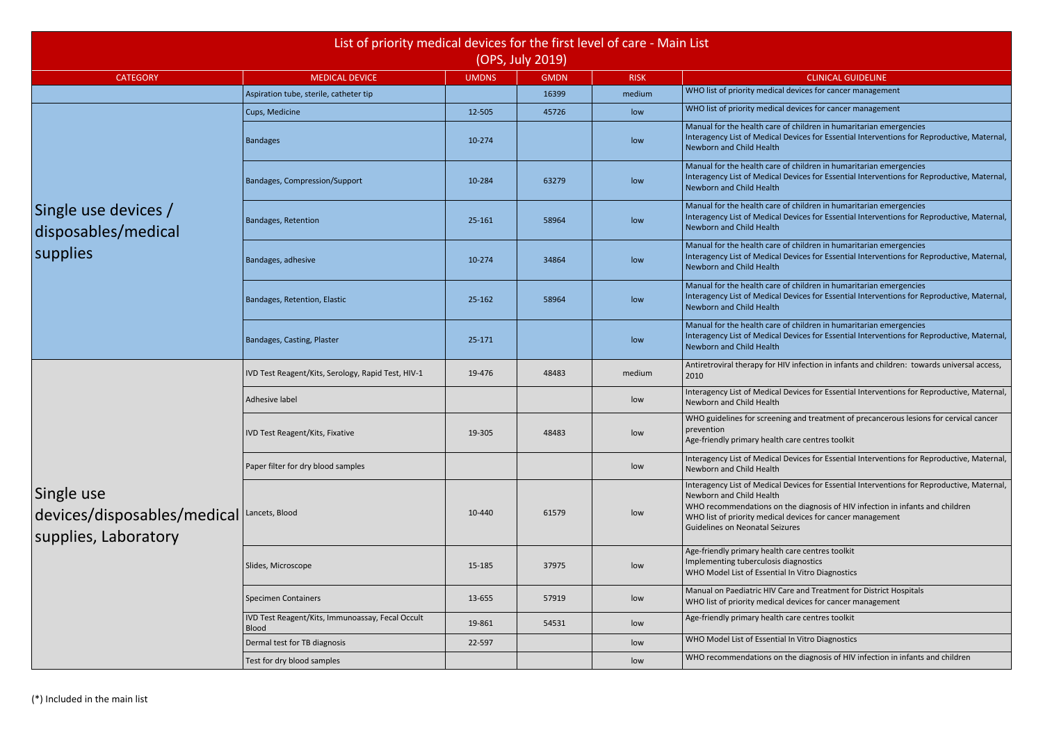# List of priority medical devices for the first level of care - Main List
(OPS, July 2019)

| CATEGORY | MEDICAL DEVICE | UMDNS | GMDN | RISK | CLINICAL GUIDELINE |
|---|---|---|---|---|---|
| | Aspiration tube, sterile, catheter tip | | 16399 | medium | WHO list of priority medical devices for cancer management |
| Single use devices / disposables/medical supplies | Cups, Medicine | 12-505 | 45726 | low | WHO list of priority medical devices for cancer management |
| | Bandages | 10-274 | | low | Manual for the health care of children in humanitarian emergencies<br>Interagency List of Medical Devices for Essential Interventions for Reproductive, Maternal, Newborn and Child Health |
| | Bandages, Compression/Support | 10-284 | 63279 | low | Manual for the health care of children in humanitarian emergencies<br>Interagency List of Medical Devices for Essential Interventions for Reproductive, Maternal, Newborn and Child Health |
| | Bandages, Retention | 25-161 | 58964 | low | Manual for the health care of children in humanitarian emergencies<br>Interagency List of Medical Devices for Essential Interventions for Reproductive, Maternal, Newborn and Child Health |
| | Bandages, adhesive | 10-274 | 34864 | low | Manual for the health care of children in humanitarian emergencies<br>Interagency List of Medical Devices for Essential Interventions for Reproductive, Maternal, Newborn and Child Health |
| | Bandages, Retention, Elastic | 25-162 | 58964 | low | Manual for the health care of children in humanitarian emergencies<br>Interagency List of Medical Devices for Essential Interventions for Reproductive, Maternal, Newborn and Child Health |
| | Bandages, Casting, Plaster | 25-171 | | low | Manual for the health care of children in humanitarian emergencies<br>Interagency List of Medical Devices for Essential Interventions for Reproductive, Maternal, Newborn and Child Health |
| Single use devices/disposables/medical supplies, Laboratory | IVD Test Reagent/Kits, Serology, Rapid Test, HIV-1 | 19-476 | 48483 | medium | Antiretroviral therapy for HIV infection in infants and children: towards universal access, 2010 |
| | Adhesive label | | | low | Interagency List of Medical Devices for Essential Interventions for Reproductive, Maternal, Newborn and Child Health |
| | IVD Test Reagent/Kits, Fixative | 19-305 | 48483 | low | WHO guidelines for screening and treatment of precancerous lesions for cervical cancer prevention<br>Age-friendly primary health care centres toolkit |
| | Paper filter for dry blood samples | | | low | Interagency List of Medical Devices for Essential Interventions for Reproductive, Maternal, Newborn and Child Health |
| | Lancets, Blood | 10-440 | 61579 | low | Interagency List of Medical Devices for Essential Interventions for Reproductive, Maternal, Newborn and Child Health<br>WHO recommendations on the diagnosis of HIV infection in infants and children<br>WHO list of priority medical devices for cancer management<br>Guidelines on Neonatal Seizures |
| | Slides, Microscope | 15-185 | 37975 | low | Age-friendly primary health care centres toolkit<br>Implementing tuberculosis diagnostics<br>WHO Model List of Essential In Vitro Diagnostics |
| | Specimen Containers | 13-655 | 57919 | low | Manual on Paediatric HIV Care and Treatment for District Hospitals<br>WHO list of priority medical devices for cancer management |
| | IVD Test Reagent/Kits, Immunoassay, Fecal Occult Blood | 19-861 | 54531 | low | Age-friendly primary health care centres toolkit |
| | Dermal test for TB diagnosis | 22-597 | | low | WHO Model List of Essential In Vitro Diagnostics |
| | Test for dry blood samples | | | low | WHO recommendations on the diagnosis of HIV infection in infants and children |

(*) Included in the main list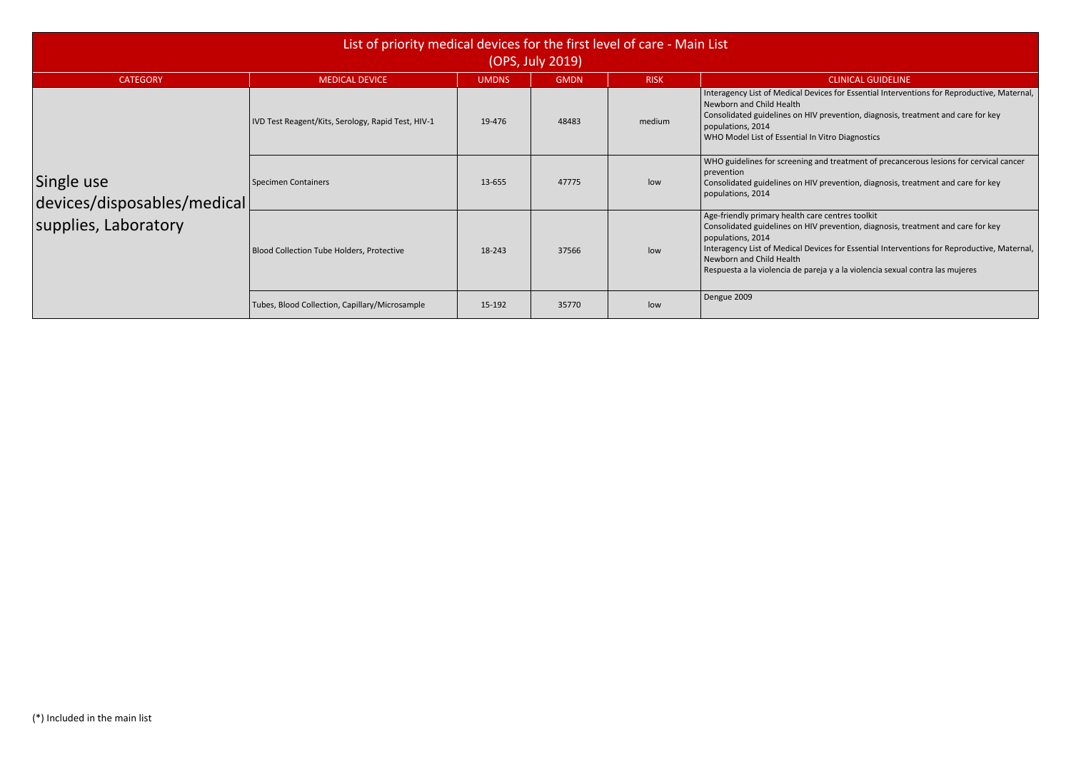| List of priority medical devices for the first level of care - Main List (OPS, July 2019) | | | | | |
|---|---|---|---|---|---|
| CATEGORY | MEDICAL DEVICE | UMDNS | GMDN | RISK | CLINICAL GUIDELINE |
| Single use devices/disposables/medical supplies, Laboratory | IVD Test Reagent/Kits, Serology, Rapid Test, HIV-1 | 19-476 | 48483 | medium | Interagency List of Medical Devices for Essential Interventions for Reproductive, Maternal, Newborn and Child Health<br>Consolidated guidelines on HIV prevention, diagnosis, treatment and care for key populations, 2014<br>WHO Model List of Essential In Vitro Diagnostics |
| | Specimen Containers | 13-655 | 47775 | low | WHO guidelines for screening and treatment of precancerous lesions for cervical cancer prevention<br>Consolidated guidelines on HIV prevention, diagnosis, treatment and care for key populations, 2014 |
| | Blood Collection Tube Holders, Protective | 18-243 | 37566 | low | Age-friendly primary health care centres toolkit<br>Consolidated guidelines on HIV prevention, diagnosis, treatment and care for key populations, 2014<br>Interagency List of Medical Devices for Essential Interventions for Reproductive, Maternal, Newborn and Child Health<br>Respuesta a la violencia de pareja y a la violencia sexual contra las mujeres |
| | Tubes, Blood Collection, Capillary/Microsample | 15-192 | 35770 | low | Dengue 2009 |

(*) Included in the main list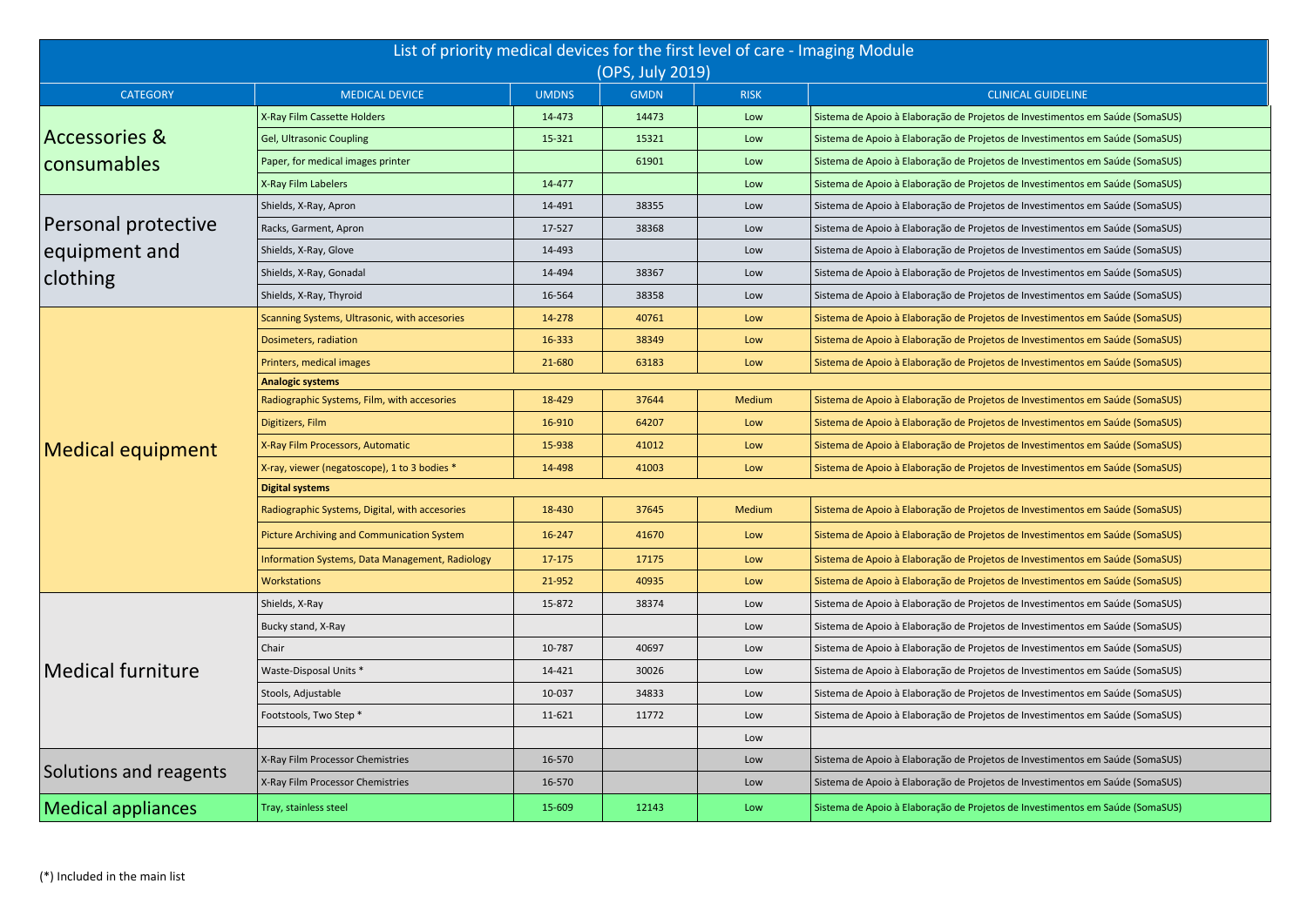# List of priority medical devices for the first level of care - Imaging Module
(OPS, July 2019)

| CATEGORY | MEDICAL DEVICE | UMDNS | GMDN | RISK | CLINICAL GUIDELINE |
|---|---|---|---|---|---|
| Accessories & consumables | X-Ray Film Cassette Holders | 14-473 | 14473 | Low | Sistema de Apoio à Elaboração de Projetos de Investimentos em Saúde (SomaSUS) |
| | Gel, Ultrasonic Coupling | 15-321 | 15321 | Low | Sistema de Apoio à Elaboração de Projetos de Investimentos em Saúde (SomaSUS) |
| | Paper, for medical images printer | | 61901 | Low | Sistema de Apoio à Elaboração de Projetos de Investimentos em Saúde (SomaSUS) |
| | X-Ray Film Labelers | 14-477 | | Low | Sistema de Apoio à Elaboração de Projetos de Investimentos em Saúde (SomaSUS) |
| Personal protective equipment and clothing | Shields, X-Ray, Apron | 14-491 | 38355 | Low | Sistema de Apoio à Elaboração de Projetos de Investimentos em Saúde (SomaSUS) |
| | Racks, Garment, Apron | 17-527 | 38368 | Low | Sistema de Apoio à Elaboração de Projetos de Investimentos em Saúde (SomaSUS) |
| | Shields, X-Ray, Glove | 14-493 | | Low | Sistema de Apoio à Elaboração de Projetos de Investimentos em Saúde (SomaSUS) |
| | Shields, X-Ray, Gonadal | 14-494 | 38367 | Low | Sistema de Apoio à Elaboração de Projetos de Investimentos em Saúde (SomaSUS) |
| | Shields, X-Ray, Thyroid | 16-564 | 38358 | Low | Sistema de Apoio à Elaboração de Projetos de Investimentos em Saúde (SomaSUS) |
| Medical equipment | Scanning Systems, Ultrasonic, with accesories | 14-278 | 40761 | Low | Sistema de Apoio à Elaboração de Projetos de Investimentos em Saúde (SomaSUS) |
| | Dosimeters, radiation | 16-333 | 38349 | Low | Sistema de Apoio à Elaboração de Projetos de Investimentos em Saúde (SomaSUS) |
| | Printers, medical images | 21-680 | 63183 | Low | Sistema de Apoio à Elaboração de Projetos de Investimentos em Saúde (SomaSUS) |
| | **Analogic systems** | | | | |
| | Radiographic Systems, Film, with accesories | 18-429 | 37644 | Medium | Sistema de Apoio à Elaboração de Projetos de Investimentos em Saúde (SomaSUS) |
| | Digitizers, Film | 16-910 | 64207 | Low | Sistema de Apoio à Elaboração de Projetos de Investimentos em Saúde (SomaSUS) |
| | X-Ray Film Processors, Automatic | 15-938 | 41012 | Low | Sistema de Apoio à Elaboração de Projetos de Investimentos em Saúde (SomaSUS) |
| | X-ray, viewer (negatoscope), 1 to 3 bodies * | 14-498 | 41003 | Low | Sistema de Apoio à Elaboração de Projetos de Investimentos em Saúde (SomaSUS) |
| | **Digital systems** | | | | |
| | Radiographic Systems, Digital, with accesories | 18-430 | 37645 | Medium | Sistema de Apoio à Elaboração de Projetos de Investimentos em Saúde (SomaSUS) |
| | Picture Archiving and Communication System | 16-247 | 41670 | Low | Sistema de Apoio à Elaboração de Projetos de Investimentos em Saúde (SomaSUS) |
| | Information Systems, Data Management, Radiology | 17-175 | 17175 | Low | Sistema de Apoio à Elaboração de Projetos de Investimentos em Saúde (SomaSUS) |
| | Workstations | 21-952 | 40935 | Low | Sistema de Apoio à Elaboração de Projetos de Investimentos em Saúde (SomaSUS) |
| Medical furniture | Shields, X-Ray | 15-872 | 38374 | Low | Sistema de Apoio à Elaboração de Projetos de Investimentos em Saúde (SomaSUS) |
| | Bucky stand, X-Ray | | | Low | Sistema de Apoio à Elaboração de Projetos de Investimentos em Saúde (SomaSUS) |
| | Chair | 10-787 | 40697 | Low | Sistema de Apoio à Elaboração de Projetos de Investimentos em Saúde (SomaSUS) |
| | Waste-Disposal Units * | 14-421 | 30026 | Low | Sistema de Apoio à Elaboração de Projetos de Investimentos em Saúde (SomaSUS) |
| | Stools, Adjustable | 10-037 | 34833 | Low | Sistema de Apoio à Elaboração de Projetos de Investimentos em Saúde (SomaSUS) |
| | Footstools, Two Step * | 11-621 | 11772 | Low | Sistema de Apoio à Elaboração de Projetos de Investimentos em Saúde (SomaSUS) |
| | | | | Low | |
| Solutions and reagents | X-Ray Film Processor Chemistries | 16-570 | | Low | Sistema de Apoio à Elaboração de Projetos de Investimentos em Saúde (SomaSUS) |
| | X-Ray Film Processor Chemistries | 16-570 | | Low | Sistema de Apoio à Elaboração de Projetos de Investimentos em Saúde (SomaSUS) |
| Medical appliances | Tray, stainless steel | 15-609 | 12143 | Low | Sistema de Apoio à Elaboração de Projetos de Investimentos em Saúde (SomaSUS) |

(*) Included in the main list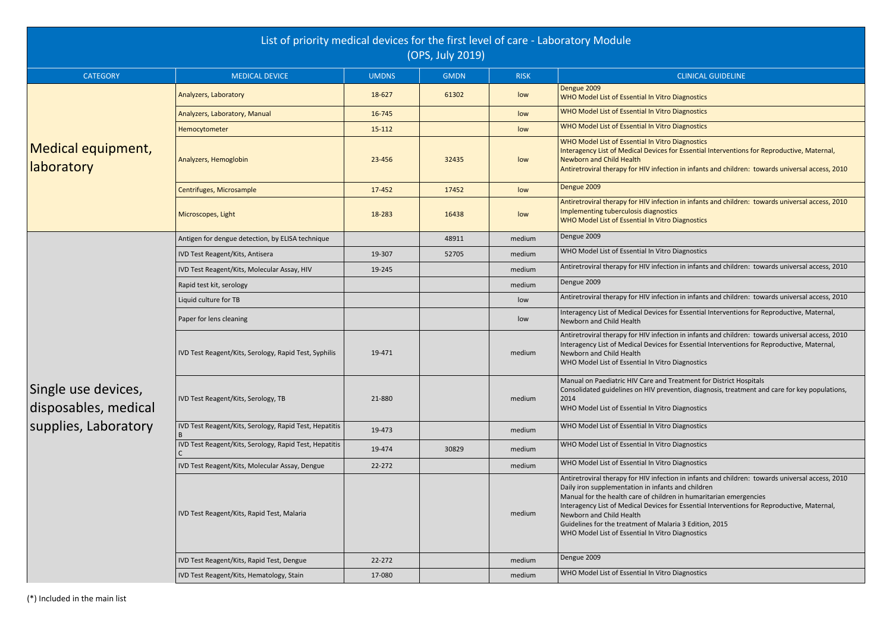# List of priority medical devices for the first level of care - Laboratory Module (OPS, July 2019)

| CATEGORY | MEDICAL DEVICE | UMDNS | GMDN | RISK | CLINICAL GUIDELINE |
|---|---|---|---|---|---|
| Medical equipment, laboratory | Analyzers, Laboratory | 18-627 | 61302 | low | Dengue 2009<br>WHO Model List of Essential In Vitro Diagnostics |
| | Analyzers, Laboratory, Manual | 16-745 | | low | WHO Model List of Essential In Vitro Diagnostics |
| | Hemocytometer | 15-112 | | low | WHO Model List of Essential In Vitro Diagnostics |
| | Analyzers, Hemoglobin | 23-456 | 32435 | low | WHO Model List of Essential In Vitro Diagnostics<br>Interagency List of Medical Devices for Essential Interventions for Reproductive, Maternal, Newborn and Child Health<br>Antiretroviral therapy for HIV infection in infants and children: towards universal access, 2010 |
| | Centrifuges, Microsample | 17-452 | 17452 | low | Dengue 2009 |
| | Microscopes, Light | 18-283 | 16438 | low | Antiretroviral therapy for HIV infection in infants and children: towards universal access, 2010<br>Implementing tuberculosis diagnostics<br>WHO Model List of Essential In Vitro Diagnostics |
| Single use devices, disposables, medical supplies, Laboratory | Antigen for dengue detection, by ELISA technique | | 48911 | medium | Dengue 2009 |
| | IVD Test Reagent/Kits, Antisera | 19-307 | 52705 | medium | WHO Model List of Essential In Vitro Diagnostics |
| | IVD Test Reagent/Kits, Molecular Assay, HIV | 19-245 | | medium | Antiretroviral therapy for HIV infection in infants and children: towards universal access, 2010 |
| | Rapid test kit, serology | | | medium | Dengue 2009 |
| | Liquid culture for TB | | | low | Antiretroviral therapy for HIV infection in infants and children: towards universal access, 2010 |
| | Paper for lens cleaning | | | low | Interagency List of Medical Devices for Essential Interventions for Reproductive, Maternal, Newborn and Child Health |
| | IVD Test Reagent/Kits, Serology, Rapid Test, Syphilis | 19-471 | | medium | Antiretroviral therapy for HIV infection in infants and children: towards universal access, 2010<br>Interagency List of Medical Devices for Essential Interventions for Reproductive, Maternal, Newborn and Child Health<br>WHO Model List of Essential In Vitro Diagnostics |
| | IVD Test Reagent/Kits, Serology, TB | 21-880 | | medium | Manual on Paediatric HIV Care and Treatment for District Hospitals<br>Consolidated guidelines on HIV prevention, diagnosis, treatment and care for key populations, 2014<br>WHO Model List of Essential In Vitro Diagnostics |
| | IVD Test Reagent/Kits, Serology, Rapid Test, Hepatitis B | 19-473 | | medium | WHO Model List of Essential In Vitro Diagnostics |
| | IVD Test Reagent/Kits, Serology, Rapid Test, Hepatitis C | 19-474 | 30829 | medium | WHO Model List of Essential In Vitro Diagnostics |
| | IVD Test Reagent/Kits, Molecular Assay, Dengue | 22-272 | | medium | WHO Model List of Essential In Vitro Diagnostics |
| | IVD Test Reagent/Kits, Rapid Test, Malaria | | | medium | Antiretroviral therapy for HIV infection in infants and children: towards universal access, 2010<br>Daily iron supplementation in infants and children<br>Manual for the health care of children in humaritarian emergencies<br>Interagency List of Medical Devices for Essential Interventions for Reproductive, Maternal, Newborn and Child Health<br>Guidelines for the treatment of Malaria 3 Edition, 2015<br>WHO Model List of Essential In Vitro Diagnostics |
| | IVD Test Reagent/Kits, Rapid Test, Dengue | 22-272 | | medium | Dengue 2009 |
| | IVD Test Reagent/Kits, Hematology, Stain | 17-080 | | medium | WHO Model List of Essential In Vitro Diagnostics |

(*) Included in the main list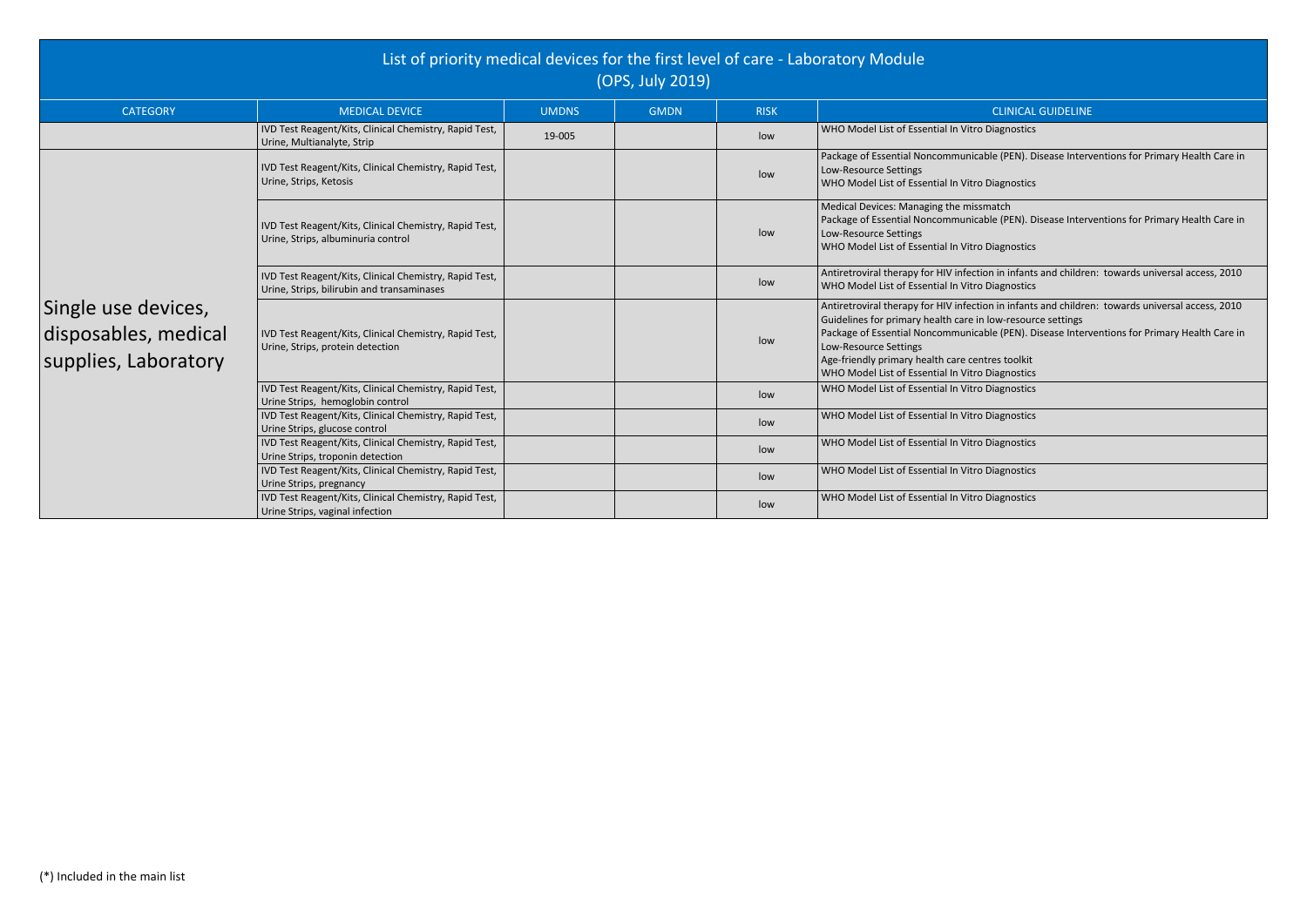# List of priority medical devices for the first level of care - Laboratory Module
(OPS, July 2019)

| CATEGORY | MEDICAL DEVICE | UMDNS | GMDN | RISK | CLINICAL GUIDELINE |
|---|---|---|---|---|---|
| | IVD Test Reagent/Kits, Clinical Chemistry, Rapid Test, Urine, Multianalyte, Strip | 19-005 | | low | WHO Model List of Essential In Vitro Diagnostics |
| Single use devices, disposables, medical supplies, Laboratory | IVD Test Reagent/Kits, Clinical Chemistry, Rapid Test, Urine, Strips, Ketosis | | | low | Package of Essential Noncommunicable (PEN). Disease Interventions for Primary Health Care in Low-Resource Settings<br>WHO Model List of Essential In Vitro Diagnostics |
| | IVD Test Reagent/Kits, Clinical Chemistry, Rapid Test, Urine, Strips, albuminuria control | | | low | Medical Devices: Managing the missmatch<br>Package of Essential Noncommunicable (PEN). Disease Interventions for Primary Health Care in Low-Resource Settings<br>WHO Model List of Essential In Vitro Diagnostics |
| | IVD Test Reagent/Kits, Clinical Chemistry, Rapid Test, Urine, Strips, bilirubin and transaminases | | | low | Antiretroviral therapy for HIV infection in infants and children: towards universal access, 2010<br>WHO Model List of Essential In Vitro Diagnostics |
| | IVD Test Reagent/Kits, Clinical Chemistry, Rapid Test, Urine, Strips, protein detection | | | low | Antiretroviral therapy for HIV infection in infants and children: towards universal access, 2010<br>Guidelines for primary health care in low-resource settings<br>Package of Essential Noncommunicable (PEN). Disease Interventions for Primary Health Care in Low-Resource Settings<br>Age-friendly primary health care centres toolkit<br>WHO Model List of Essential In Vitro Diagnostics |
| | IVD Test Reagent/Kits, Clinical Chemistry, Rapid Test, Urine Strips, hemoglobin control | | | low | WHO Model List of Essential In Vitro Diagnostics |
| | IVD Test Reagent/Kits, Clinical Chemistry, Rapid Test, Urine Strips, glucose control | | | low | WHO Model List of Essential In Vitro Diagnostics |
| | IVD Test Reagent/Kits, Clinical Chemistry, Rapid Test, Urine Strips, troponin detection | | | low | WHO Model List of Essential In Vitro Diagnostics |
| | IVD Test Reagent/Kits, Clinical Chemistry, Rapid Test, Urine Strips, pregnancy | | | low | WHO Model List of Essential In Vitro Diagnostics |
| | IVD Test Reagent/Kits, Clinical Chemistry, Rapid Test, Urine Strips, vaginal infection | | | low | WHO Model List of Essential In Vitro Diagnostics |

(*) Included in the main list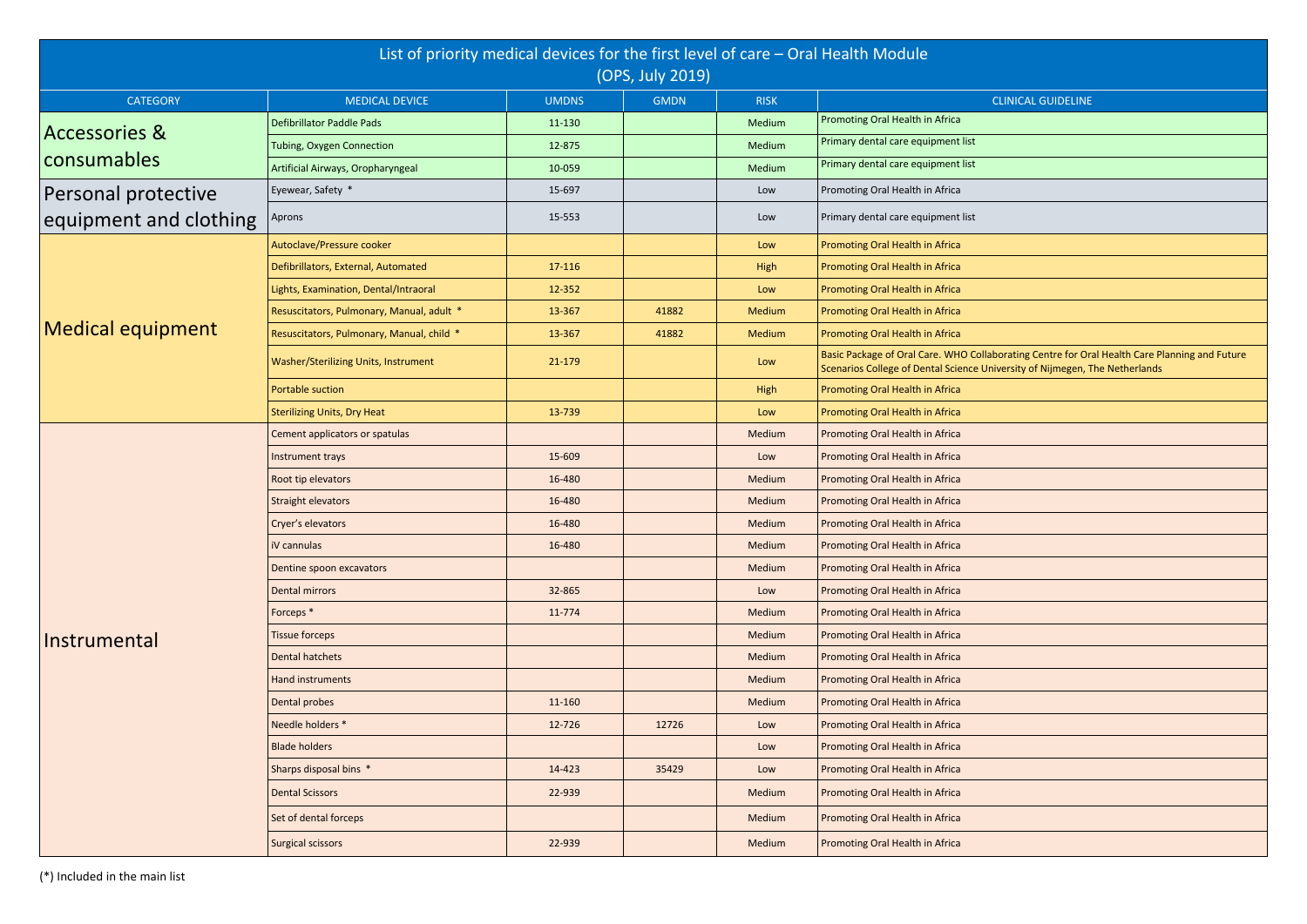# List of priority medical devices for the first level of care – Oral Health Module (OPS, July 2019)

| CATEGORY | MEDICAL DEVICE | UMDNS | GMDN | RISK | CLINICAL GUIDELINE |
|---|---|---|---|---|---|
| Accessories & consumables | Defibrillator Paddle Pads | 11-130 | | Medium | Promoting Oral Health in Africa |
| | Tubing, Oxygen Connection | 12-875 | | Medium | Primary dental care equipment list |
| | Artificial Airways, Oropharyngeal | 10-059 | | Medium | Primary dental care equipment list |
| Personal protective equipment and clothing | Eyewear, Safety * | 15-697 | | Low | Promoting Oral Health in Africa |
| | Aprons | 15-553 | | Low | Primary dental care equipment list |
| Medical equipment | Autoclave/Pressure cooker | | | Low | Promoting Oral Health in Africa |
| | Defibrillators, External, Automated | 17-116 | | High | Promoting Oral Health in Africa |
| | Lights, Examination, Dental/Intraoral | 12-352 | | Low | Promoting Oral Health in Africa |
| | Resuscitators, Pulmonary, Manual, adult * | 13-367 | 41882 | Medium | Promoting Oral Health in Africa |
| | Resuscitators, Pulmonary, Manual, child * | 13-367 | 41882 | Medium | Promoting Oral Health in Africa |
| | Washer/Sterilizing Units, Instrument | 21-179 | | Low | Basic Package of Oral Care. WHO Collaborating Centre for Oral Health Care Planning and Future Scenarios College of Dental Science University of Nijmegen, The Netherlands |
| | Portable suction | | | High | Promoting Oral Health in Africa |
| | Sterilizing Units, Dry Heat | 13-739 | | Low | Promoting Oral Health in Africa |
| Instrumental | Cement applicators or spatulas | | | Medium | Promoting Oral Health in Africa |
| | Instrument trays | 15-609 | | Low | Promoting Oral Health in Africa |
| | Root tip elevators | 16-480 | | Medium | Promoting Oral Health in Africa |
| | Straight elevators | 16-480 | | Medium | Promoting Oral Health in Africa |
| | Cryer's elevators | 16-480 | | Medium | Promoting Oral Health in Africa |
| | iV cannulas | 16-480 | | Medium | Promoting Oral Health in Africa |
| | Dentine spoon excavators | | | Medium | Promoting Oral Health in Africa |
| | Dental mirrors | 32-865 | | Low | Promoting Oral Health in Africa |
| | Forceps * | 11-774 | | Medium | Promoting Oral Health in Africa |
| | Tissue forceps | | | Medium | Promoting Oral Health in Africa |
| | Dental hatchets | | | Medium | Promoting Oral Health in Africa |
| | Hand instruments | | | Medium | Promoting Oral Health in Africa |
| | Dental probes | 11-160 | | Medium | Promoting Oral Health in Africa |
| | Needle holders * | 12-726 | 12726 | Low | Promoting Oral Health in Africa |
| | Blade holders | | | Low | Promoting Oral Health in Africa |
| | Sharps disposal bins * | 14-423 | 35429 | Low | Promoting Oral Health in Africa |
| | Dental Scissors | 22-939 | | Medium | Promoting Oral Health in Africa |
| | Set of dental forceps | | | Medium | Promoting Oral Health in Africa |
| | Surgical scissors | 22-939 | | Medium | Promoting Oral Health in Africa |

(*) Included in the main list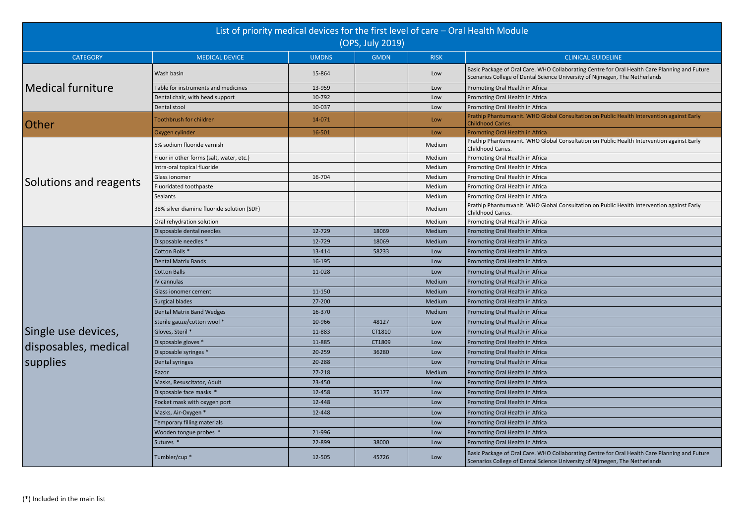# List of priority medical devices for the first level of care – Oral Health Module
(OPS, July 2019)

| CATEGORY | MEDICAL DEVICE | UMDNS | GMDN | RISK | CLINICAL GUIDELINE |
|---|---|---|---|---|---|
| Medical furniture | Wash basin | 15-864 | | Low | Basic Package of Oral Care. WHO Collaborating Centre for Oral Health Care Planning and Future Scenarios College of Dental Science University of Nijmegen, The Netherlands |
| | Table for instruments and medicines | 13-959 | | Low | Promoting Oral Health in Africa |
| | Dental chair, with head support | 10-792 | | Low | Promoting Oral Health in Africa |
| | Dental stool | 10-037 | | Low | Promoting Oral Health in Africa |
| Other | Toothbrush for children | 14-071 | | Low | Prathip Phantumvanit. WHO Global Consultation on Public Health Intervention against Early Childhood Caries. |
| | Oxygen cylinder | 16-501 | | Low | Promoting Oral Health in Africa |
| Solutions and reagents | 5% sodium fluoride varnish | | | Medium | Prathip Phantumvanit. WHO Global Consultation on Public Health Intervention against Early Childhood Caries. |
| | Fluor in other forms (salt, water, etc.) | | | Medium | Promoting Oral Health in Africa |
| | Intra-oral topical fluoride | | | Medium | Promoting Oral Health in Africa |
| | Glass ionomer | 16-704 | | Medium | Promoting Oral Health in Africa |
| | Fluoridated toothpaste | | | Medium | Promoting Oral Health in Africa |
| | Sealants | | | Medium | Promoting Oral Health in Africa |
| | 38% silver diamine fluoride solution (SDF) | | | Medium | Prathip Phantumvanit. WHO Global Consultation on Public Health Intervention against Early Childhood Caries. |
| | Oral rehydration solution | | | Medium | Promoting Oral Health in Africa |
| Single use devices, disposables, medical supplies | Disposable dental needles | 12-729 | 18069 | Medium | Promoting Oral Health in Africa |
| | Disposable needles * | 12-729 | 18069 | Medium | Promoting Oral Health in Africa |
| | Cotton Rolls * | 13-414 | 58233 | Low | Promoting Oral Health in Africa |
| | Dental Matrix Bands | 16-195 | | Low | Promoting Oral Health in Africa |
| | Cotton Balls | 11-028 | | Low | Promoting Oral Health in Africa |
| | IV cannulas | | | Medium | Promoting Oral Health in Africa |
| | Glass ionomer cement | 11-150 | | Medium | Promoting Oral Health in Africa |
| | Surgical blades | 27-200 | | Medium | Promoting Oral Health in Africa |
| | Dental Matrix Band Wedges | 16-370 | | Medium | Promoting Oral Health in Africa |
| | Sterile gauze/cotton wool * | 10-966 | 48127 | Low | Promoting Oral Health in Africa |
| | Gloves, Steril * | 11-883 | CT1810 | Low | Promoting Oral Health in Africa |
| | Disposable gloves * | 11-885 | CT1809 | Low | Promoting Oral Health in Africa |
| | Disposable syringes * | 20-259 | 36280 | Low | Promoting Oral Health in Africa |
| | Dental syringes | 20-288 | | Low | Promoting Oral Health in Africa |
| | Razor | 27-218 | | Medium | Promoting Oral Health in Africa |
| | Masks, Resuscitator, Adult | 23-450 | | Low | Promoting Oral Health in Africa |
| | Disposable face masks * | 12-458 | 35177 | Low | Promoting Oral Health in Africa |
| | Pocket mask with oxygen port | 12-448 | | Low | Promoting Oral Health in Africa |
| | Masks, Air-Oxygen * | 12-448 | | Low | Promoting Oral Health in Africa |
| | Temporary filling materials | | | Low | Promoting Oral Health in Africa |
| | Wooden tongue probes * | 21-996 | | Low | Promoting Oral Health in Africa |
| | Sutures * | 22-899 | 38000 | Low | Promoting Oral Health in Africa |
| | Tumbler/cup * | 12-505 | 45726 | Low | Basic Package of Oral Care. WHO Collaborating Centre for Oral Health Care Planning and Future Scenarios College of Dental Science University of Nijmegen, The Netherlands |

(*) Included in the main list